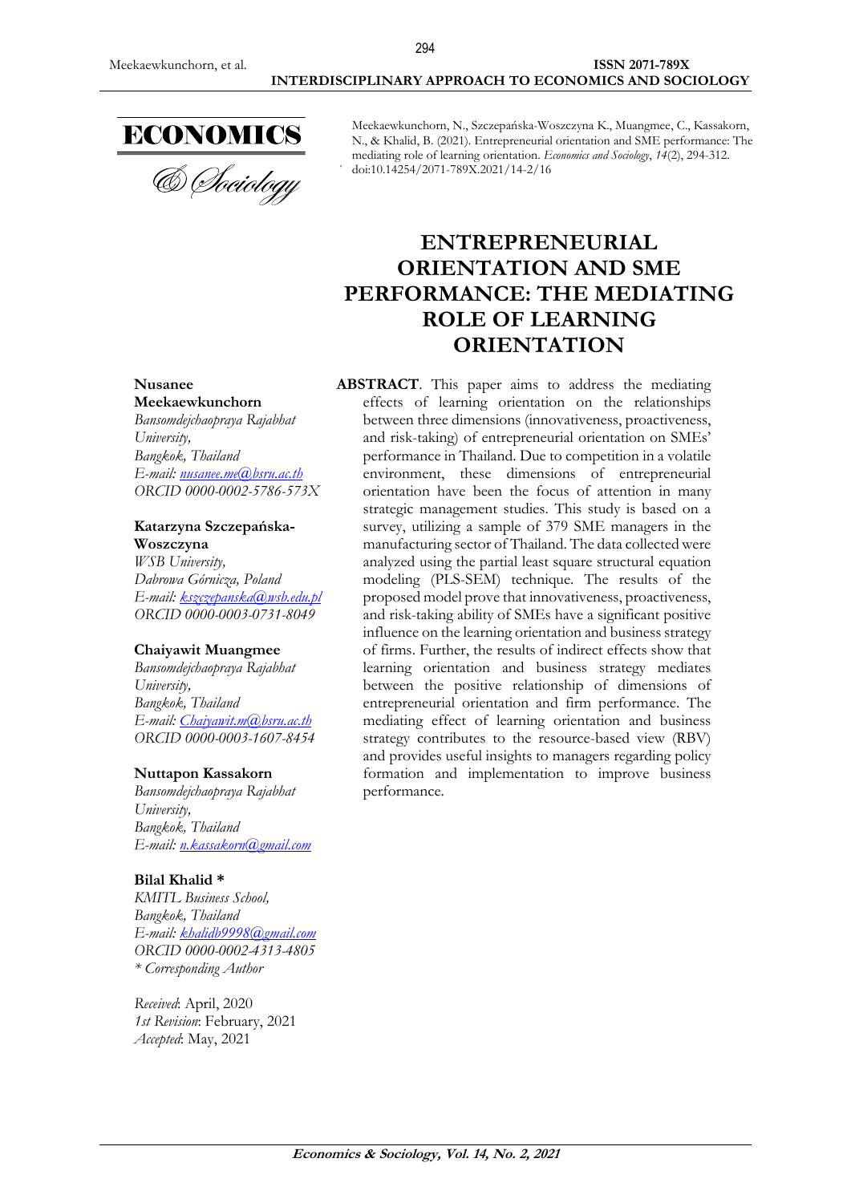Meekaewkunchorn, N., Szczepańska-Woszczyna K., Muangmee, C., Kassakorn, N., & Khalid, B. (2021). Entrepreneurial orientation and SME performance: The mediating role of learning orientation. *Economics and Sociology*, *14*(2), 294-312. doi:10.14254/2071-789X.2021/14-2/16

# ENTREPRENEURIAL ORIENTATION AND SME PERFORMANCE: THE MEDIATING ROLE OF LEARNING ORIENTATION

**Nusanee Meekaewkunchorn**
*Bansomdejchaopraya Rajabhat University,*
*Bangkok, Thailand*
*E-mail: nusanee.me@bsru.ac.th*
*ORCID 0000-0002-5786-573X*

**Katarzyna Szczepańska-Woszczyna**
*WSB University,*
*Dabrowa Górnicza, Poland*
*E-mail: kszczepanska@wsb.edu.pl*
*ORCID 0000-0003-0731-8049*

**Chaiyawit Muangmee**
*Bansomdejchaopraya Rajabhat University,*
*Bangkok, Thailand*
*E-mail: Chaiyawit.m@bsru.ac.th*
*ORCID 0000-0003-1607-8454*

**Nuttapon Kassakorn**
*Bansomdejchaopraya Rajabhat University,*
*Bangkok, Thailand*
*E-mail: n.kassakorn@gmail.com*

**Bilal Khalid \***
*KMITL Business School,*
*Bangkok, Thailand*
*E-mail: khalidb9998@gmail.com*
*ORCID 0000-0002-4313-4805*
*\* Corresponding Author*

*Received*: April, 2020
*1st Revision*: February, 2021
*Accepted*: May, 2021

**ABSTRACT**. This paper aims to address the mediating effects of learning orientation on the relationships between three dimensions (innovativeness, proactiveness, and risk-taking) of entrepreneurial orientation on SMEs' performance in Thailand. Due to competition in a volatile environment, these dimensions of entrepreneurial orientation have been the focus of attention in many strategic management studies. This study is based on a survey, utilizing a sample of 379 SME managers in the manufacturing sector of Thailand. The data collected were analyzed using the partial least square structural equation modeling (PLS-SEM) technique. The results of the proposed model prove that innovativeness, proactiveness, and risk-taking ability of SMEs have a significant positive influence on the learning orientation and business strategy of firms. Further, the results of indirect effects show that learning orientation and business strategy mediates between the positive relationship of dimensions of entrepreneurial orientation and firm performance. The mediating effect of learning orientation and business strategy contributes to the resource-based view (RBV) and provides useful insights to managers regarding policy formation and implementation to improve business performance.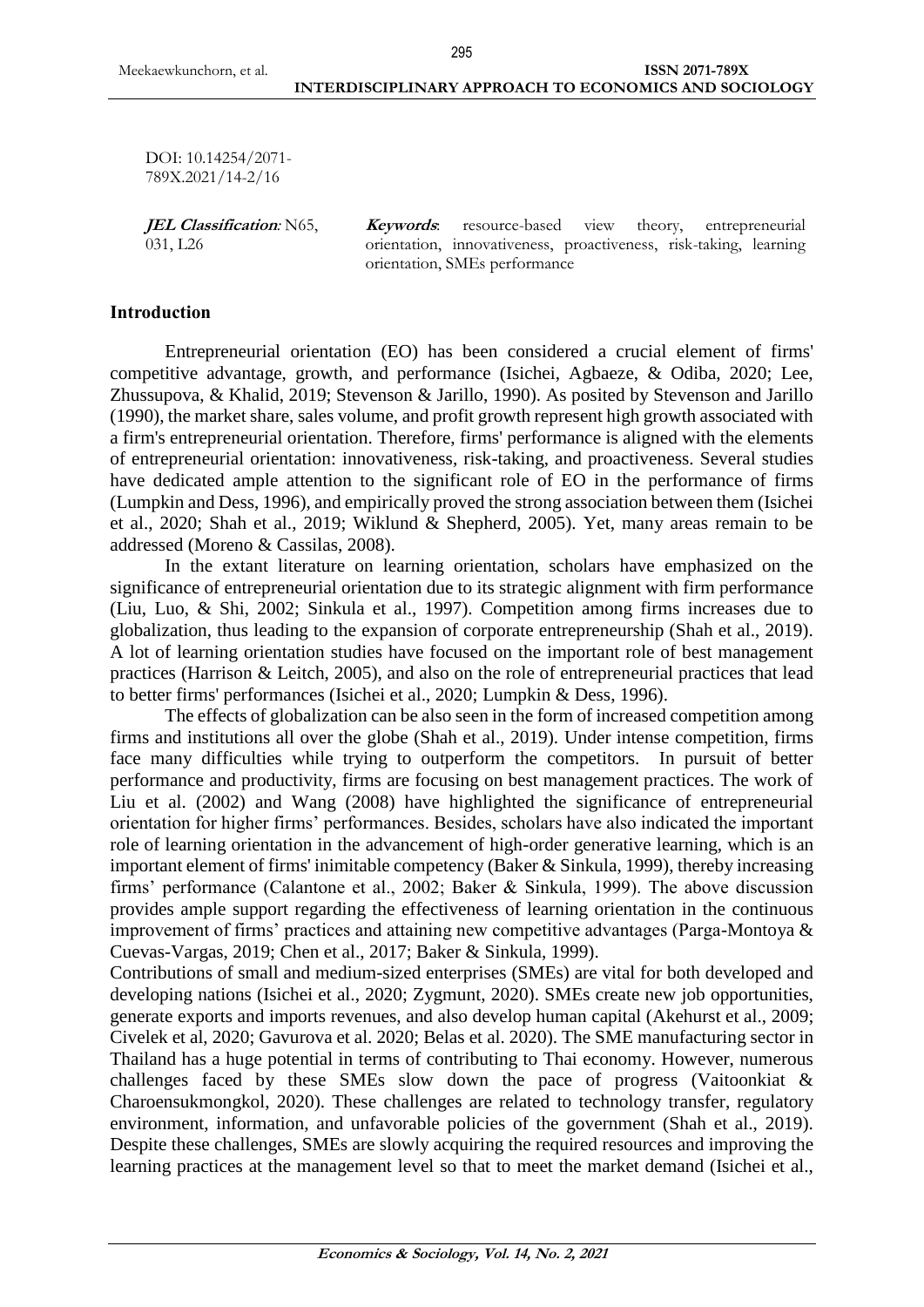DOI: 10.14254/2071-789X.2021/14-2/16

***JEL Classification*:** N65, 031, L26

***Keywords*:** resource-based view theory, entrepreneurial orientation, innovativeness, proactiveness, risk-taking, learning orientation, SMEs performance

## Introduction

Entrepreneurial orientation (EO) has been considered a crucial element of firms' competitive advantage, growth, and performance (Isichei, Agbaeze, & Odiba, 2020; Lee, Zhussupova, & Khalid, 2019; Stevenson & Jarillo, 1990). As posited by Stevenson and Jarillo (1990), the market share, sales volume, and profit growth represent high growth associated with a firm's entrepreneurial orientation. Therefore, firms' performance is aligned with the elements of entrepreneurial orientation: innovativeness, risk-taking, and proactiveness. Several studies have dedicated ample attention to the significant role of EO in the performance of firms (Lumpkin and Dess, 1996), and empirically proved the strong association between them (Isichei et al., 2020; Shah et al., 2019; Wiklund & Shepherd, 2005). Yet, many areas remain to be addressed (Moreno & Cassilas, 2008).

In the extant literature on learning orientation, scholars have emphasized on the significance of entrepreneurial orientation due to its strategic alignment with firm performance (Liu, Luo, & Shi, 2002; Sinkula et al., 1997). Competition among firms increases due to globalization, thus leading to the expansion of corporate entrepreneurship (Shah et al., 2019). A lot of learning orientation studies have focused on the important role of best management practices (Harrison & Leitch, 2005), and also on the role of entrepreneurial practices that lead to better firms' performances (Isichei et al., 2020; Lumpkin & Dess, 1996).

The effects of globalization can be also seen in the form of increased competition among firms and institutions all over the globe (Shah et al., 2019). Under intense competition, firms face many difficulties while trying to outperform the competitors. In pursuit of better performance and productivity, firms are focusing on best management practices. The work of Liu et al. (2002) and Wang (2008) have highlighted the significance of entrepreneurial orientation for higher firms' performances. Besides, scholars have also indicated the important role of learning orientation in the advancement of high-order generative learning, which is an important element of firms' inimitable competency (Baker & Sinkula, 1999), thereby increasing firms' performance (Calantone et al., 2002; Baker & Sinkula, 1999). The above discussion provides ample support regarding the effectiveness of learning orientation in the continuous improvement of firms' practices and attaining new competitive advantages (Parga-Montoya & Cuevas-Vargas, 2019; Chen et al., 2017; Baker & Sinkula, 1999).

Contributions of small and medium-sized enterprises (SMEs) are vital for both developed and developing nations (Isichei et al., 2020; Zygmunt, 2020). SMEs create new job opportunities, generate exports and imports revenues, and also develop human capital (Akehurst et al., 2009; Civelek et al, 2020; Gavurova et al. 2020; Belas et al. 2020). The SME manufacturing sector in Thailand has a huge potential in terms of contributing to Thai economy. However, numerous challenges faced by these SMEs slow down the pace of progress (Vaitoonkiat & Charoensukmongkol, 2020). These challenges are related to technology transfer, regulatory environment, information, and unfavorable policies of the government (Shah et al., 2019). Despite these challenges, SMEs are slowly acquiring the required resources and improving the learning practices at the management level so that to meet the market demand (Isichei et al.,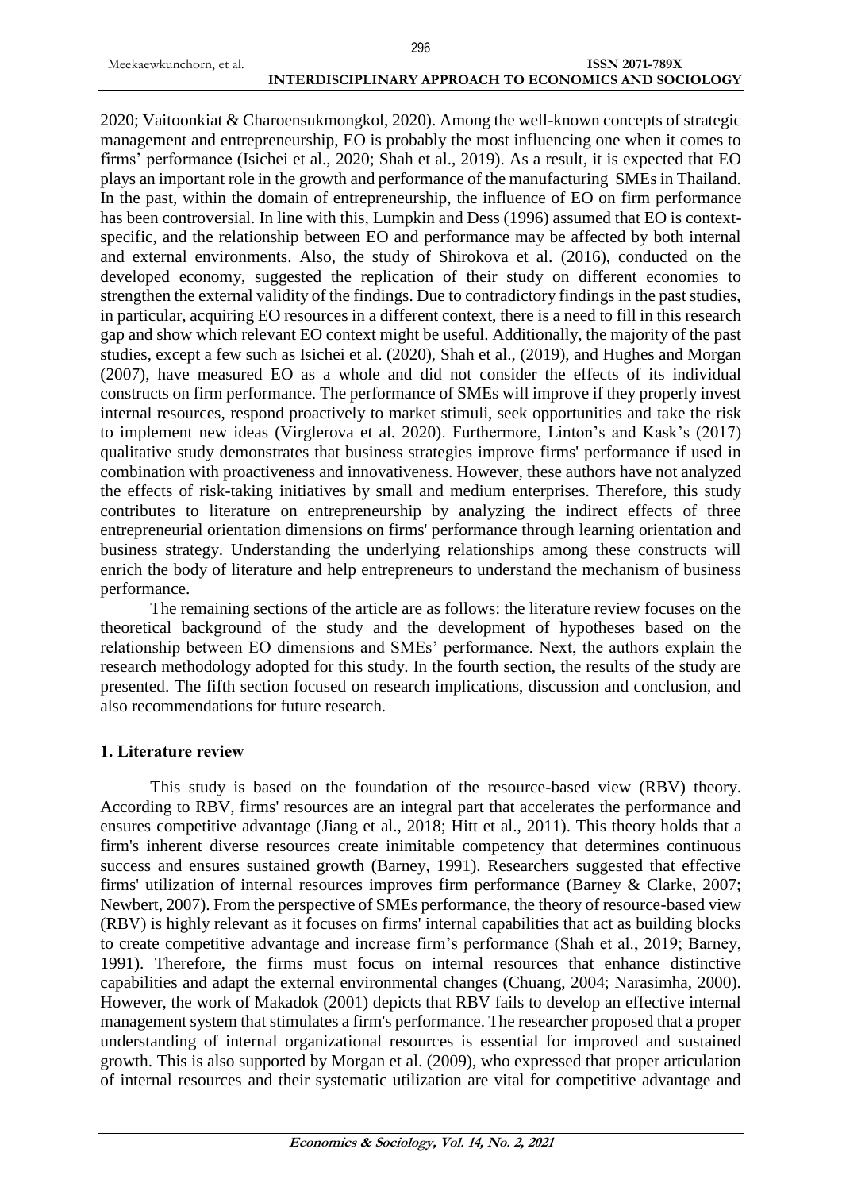2020; Vaitoonkiat & Charoensukmongkol, 2020). Among the well-known concepts of strategic management and entrepreneurship, EO is probably the most influencing one when it comes to firms' performance (Isichei et al., 2020; Shah et al., 2019). As a result, it is expected that EO plays an important role in the growth and performance of the manufacturing SMEs in Thailand. In the past, within the domain of entrepreneurship, the influence of EO on firm performance has been controversial. In line with this, Lumpkin and Dess (1996) assumed that EO is context-specific, and the relationship between EO and performance may be affected by both internal and external environments. Also, the study of Shirokova et al. (2016), conducted on the developed economy, suggested the replication of their study on different economies to strengthen the external validity of the findings. Due to contradictory findings in the past studies, in particular, acquiring EO resources in a different context, there is a need to fill in this research gap and show which relevant EO context might be useful. Additionally, the majority of the past studies, except a few such as Isichei et al. (2020), Shah et al., (2019), and Hughes and Morgan (2007), have measured EO as a whole and did not consider the effects of its individual constructs on firm performance. The performance of SMEs will improve if they properly invest internal resources, respond proactively to market stimuli, seek opportunities and take the risk to implement new ideas (Virglerova et al. 2020). Furthermore, Linton's and Kask's (2017) qualitative study demonstrates that business strategies improve firms' performance if used in combination with proactiveness and innovativeness. However, these authors have not analyzed the effects of risk-taking initiatives by small and medium enterprises. Therefore, this study contributes to literature on entrepreneurship by analyzing the indirect effects of three entrepreneurial orientation dimensions on firms' performance through learning orientation and business strategy. Understanding the underlying relationships among these constructs will enrich the body of literature and help entrepreneurs to understand the mechanism of business performance.

The remaining sections of the article are as follows: the literature review focuses on the theoretical background of the study and the development of hypotheses based on the relationship between EO dimensions and SMEs' performance. Next, the authors explain the research methodology adopted for this study. In the fourth section, the results of the study are presented. The fifth section focused on research implications, discussion and conclusion, and also recommendations for future research.

## 1. Literature review

This study is based on the foundation of the resource-based view (RBV) theory. According to RBV, firms' resources are an integral part that accelerates the performance and ensures competitive advantage (Jiang et al., 2018; Hitt et al., 2011). This theory holds that a firm's inherent diverse resources create inimitable competency that determines continuous success and ensures sustained growth (Barney, 1991). Researchers suggested that effective firms' utilization of internal resources improves firm performance (Barney & Clarke, 2007; Newbert, 2007). From the perspective of SMEs performance, the theory of resource-based view (RBV) is highly relevant as it focuses on firms' internal capabilities that act as building blocks to create competitive advantage and increase firm's performance (Shah et al., 2019; Barney, 1991). Therefore, the firms must focus on internal resources that enhance distinctive capabilities and adapt the external environmental changes (Chuang, 2004; Narasimha, 2000). However, the work of Makadok (2001) depicts that RBV fails to develop an effective internal management system that stimulates a firm's performance. The researcher proposed that a proper understanding of internal organizational resources is essential for improved and sustained growth. This is also supported by Morgan et al. (2009), who expressed that proper articulation of internal resources and their systematic utilization are vital for competitive advantage and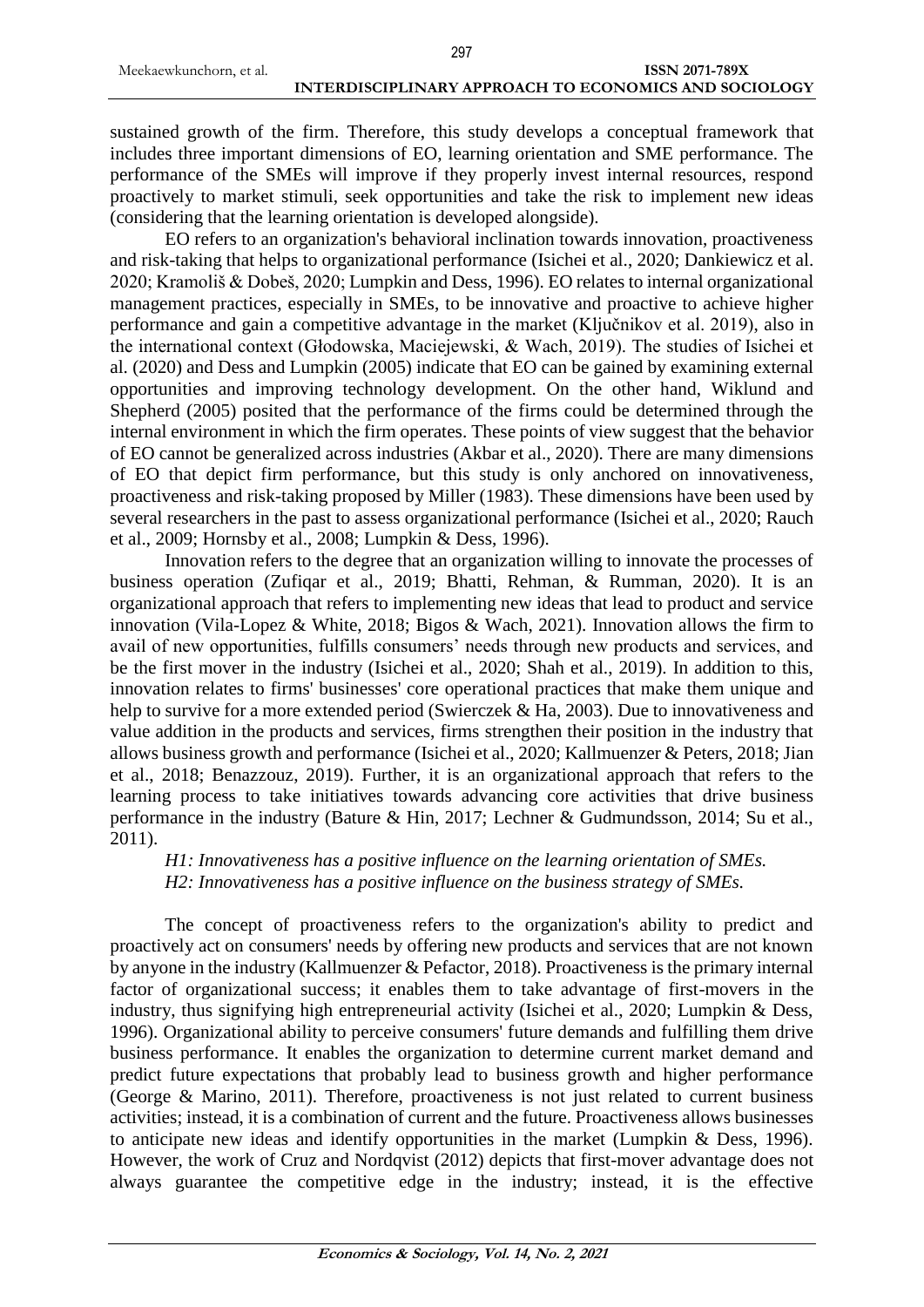sustained growth of the firm. Therefore, this study develops a conceptual framework that includes three important dimensions of EO, learning orientation and SME performance. The performance of the SMEs will improve if they properly invest internal resources, respond proactively to market stimuli, seek opportunities and take the risk to implement new ideas (considering that the learning orientation is developed alongside).

EO refers to an organization's behavioral inclination towards innovation, proactiveness and risk-taking that helps to organizational performance (Isichei et al., 2020; Dankiewicz et al. 2020; Kramoliš & Dobeš, 2020; Lumpkin and Dess, 1996). EO relates to internal organizational management practices, especially in SMEs, to be innovative and proactive to achieve higher performance and gain a competitive advantage in the market (Ključnikov et al. 2019), also in the international context (Głodowska, Maciejewski, & Wach, 2019). The studies of Isichei et al. (2020) and Dess and Lumpkin (2005) indicate that EO can be gained by examining external opportunities and improving technology development. On the other hand, Wiklund and Shepherd (2005) posited that the performance of the firms could be determined through the internal environment in which the firm operates. These points of view suggest that the behavior of EO cannot be generalized across industries (Akbar et al., 2020). There are many dimensions of EO that depict firm performance, but this study is only anchored on innovativeness, proactiveness and risk-taking proposed by Miller (1983). These dimensions have been used by several researchers in the past to assess organizational performance (Isichei et al., 2020; Rauch et al., 2009; Hornsby et al., 2008; Lumpkin & Dess, 1996).

Innovation refers to the degree that an organization willing to innovate the processes of business operation (Zufiqar et al., 2019; Bhatti, Rehman, & Rumman, 2020). It is an organizational approach that refers to implementing new ideas that lead to product and service innovation (Vila-Lopez & White, 2018; Bigos & Wach, 2021). Innovation allows the firm to avail of new opportunities, fulfills consumers' needs through new products and services, and be the first mover in the industry (Isichei et al., 2020; Shah et al., 2019). In addition to this, innovation relates to firms' businesses' core operational practices that make them unique and help to survive for a more extended period (Swierczek & Ha, 2003). Due to innovativeness and value addition in the products and services, firms strengthen their position in the industry that allows business growth and performance (Isichei et al., 2020; Kallmuenzer & Peters, 2018; Jian et al., 2018; Benazzouz, 2019). Further, it is an organizational approach that refers to the learning process to take initiatives towards advancing core activities that drive business performance in the industry (Bature & Hin, 2017; Lechner & Gudmundsson, 2014; Su et al., 2011).

*H1: Innovativeness has a positive influence on the learning orientation of SMEs.*
*H2: Innovativeness has a positive influence on the business strategy of SMEs.*

The concept of proactiveness refers to the organization's ability to predict and proactively act on consumers' needs by offering new products and services that are not known by anyone in the industry (Kallmuenzer & Pefactor, 2018). Proactiveness is the primary internal factor of organizational success; it enables them to take advantage of first-movers in the industry, thus signifying high entrepreneurial activity (Isichei et al., 2020; Lumpkin & Dess, 1996). Organizational ability to perceive consumers' future demands and fulfilling them drive business performance. It enables the organization to determine current market demand and predict future expectations that probably lead to business growth and higher performance (George & Marino, 2011). Therefore, proactiveness is not just related to current business activities; instead, it is a combination of current and the future. Proactiveness allows businesses to anticipate new ideas and identify opportunities in the market (Lumpkin & Dess, 1996). However, the work of Cruz and Nordqvist (2012) depicts that first-mover advantage does not always guarantee the competitive edge in the industry; instead, it is the effective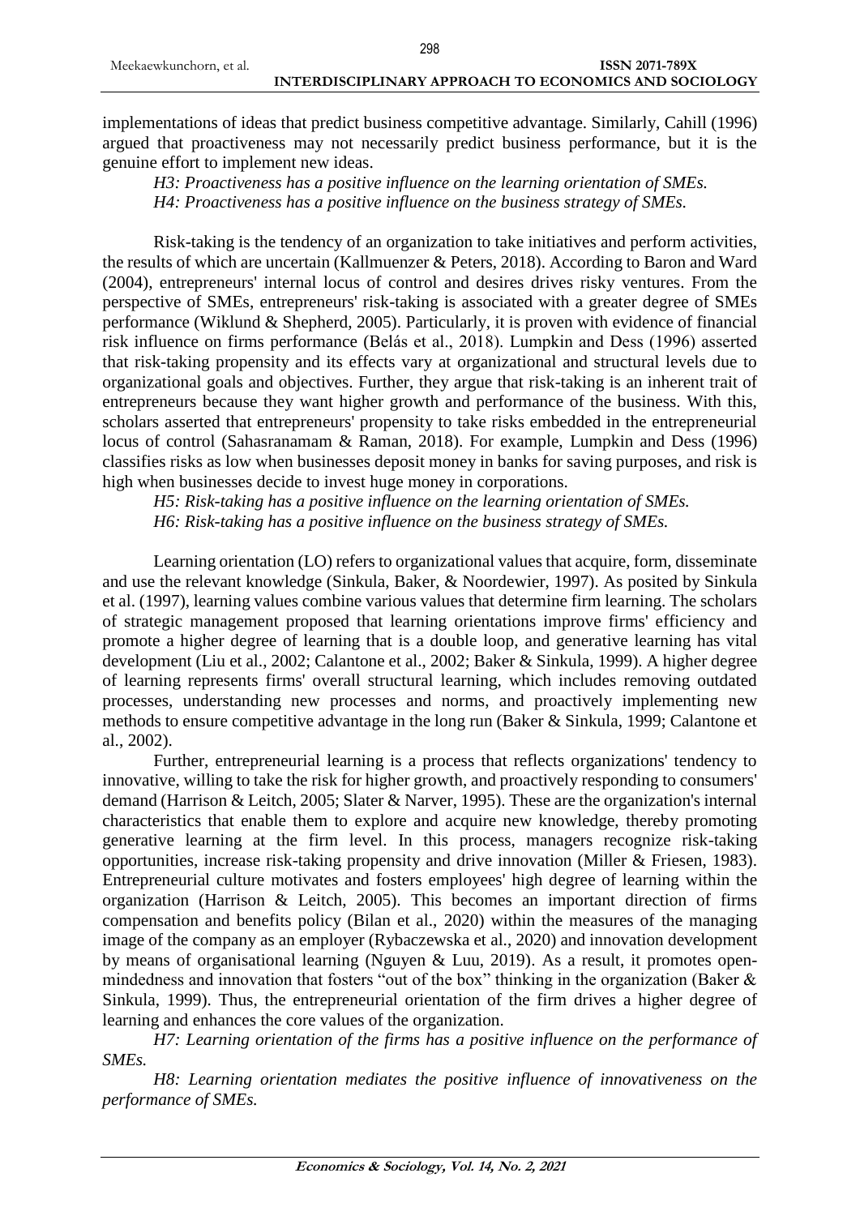implementations of ideas that predict business competitive advantage. Similarly, Cahill (1996) argued that proactiveness may not necessarily predict business performance, but it is the genuine effort to implement new ideas.

*H3: Proactiveness has a positive influence on the learning orientation of SMEs.*

*H4: Proactiveness has a positive influence on the business strategy of SMEs.*

Risk-taking is the tendency of an organization to take initiatives and perform activities, the results of which are uncertain (Kallmuenzer & Peters, 2018). According to Baron and Ward (2004), entrepreneurs' internal locus of control and desires drives risky ventures. From the perspective of SMEs, entrepreneurs' risk-taking is associated with a greater degree of SMEs performance (Wiklund & Shepherd, 2005). Particularly, it is proven with evidence of financial risk influence on firms performance (Belás et al., 2018). Lumpkin and Dess (1996) asserted that risk-taking propensity and its effects vary at organizational and structural levels due to organizational goals and objectives. Further, they argue that risk-taking is an inherent trait of entrepreneurs because they want higher growth and performance of the business. With this, scholars asserted that entrepreneurs' propensity to take risks embedded in the entrepreneurial locus of control (Sahasranamam & Raman, 2018). For example, Lumpkin and Dess (1996) classifies risks as low when businesses deposit money in banks for saving purposes, and risk is high when businesses decide to invest huge money in corporations.

*H5: Risk-taking has a positive influence on the learning orientation of SMEs.*

*H6: Risk-taking has a positive influence on the business strategy of SMEs.*

Learning orientation (LO) refers to organizational values that acquire, form, disseminate and use the relevant knowledge (Sinkula, Baker, & Noordewier, 1997). As posited by Sinkula et al. (1997), learning values combine various values that determine firm learning. The scholars of strategic management proposed that learning orientations improve firms' efficiency and promote a higher degree of learning that is a double loop, and generative learning has vital development (Liu et al., 2002; Calantone et al., 2002; Baker & Sinkula, 1999). A higher degree of learning represents firms' overall structural learning, which includes removing outdated processes, understanding new processes and norms, and proactively implementing new methods to ensure competitive advantage in the long run (Baker & Sinkula, 1999; Calantone et al., 2002).

Further, entrepreneurial learning is a process that reflects organizations' tendency to innovative, willing to take the risk for higher growth, and proactively responding to consumers' demand (Harrison & Leitch, 2005; Slater & Narver, 1995). These are the organization's internal characteristics that enable them to explore and acquire new knowledge, thereby promoting generative learning at the firm level. In this process, managers recognize risk-taking opportunities, increase risk-taking propensity and drive innovation (Miller & Friesen, 1983). Entrepreneurial culture motivates and fosters employees' high degree of learning within the organization (Harrison & Leitch, 2005). This becomes an important direction of firms compensation and benefits policy (Bilan et al., 2020) within the measures of the managing image of the company as an employer (Rybaczewska et al., 2020) and innovation development by means of organisational learning (Nguyen & Luu, 2019). As a result, it promotes open-mindedness and innovation that fosters "out of the box" thinking in the organization (Baker & Sinkula, 1999). Thus, the entrepreneurial orientation of the firm drives a higher degree of learning and enhances the core values of the organization.

*H7: Learning orientation of the firms has a positive influence on the performance of SMEs.*

*H8: Learning orientation mediates the positive influence of innovativeness on the performance of SMEs.*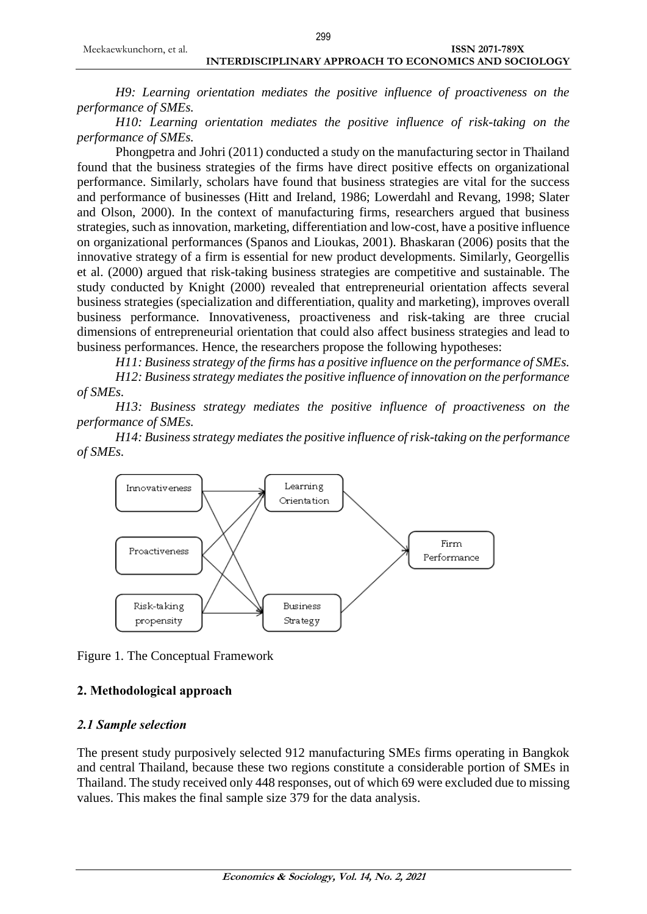*H9: Learning orientation mediates the positive influence of proactiveness on the performance of SMEs.*

*H10: Learning orientation mediates the positive influence of risk-taking on the performance of SMEs.*

Phongpetra and Johri (2011) conducted a study on the manufacturing sector in Thailand found that the business strategies of the firms have direct positive effects on organizational performance. Similarly, scholars have found that business strategies are vital for the success and performance of businesses (Hitt and Ireland, 1986; Lowerdahl and Revang, 1998; Slater and Olson, 2000). In the context of manufacturing firms, researchers argued that business strategies, such as innovation, marketing, differentiation and low-cost, have a positive influence on organizational performances (Spanos and Lioukas, 2001). Bhaskaran (2006) posits that the innovative strategy of a firm is essential for new product developments. Similarly, Georgellis et al. (2000) argued that risk-taking business strategies are competitive and sustainable. The study conducted by Knight (2000) revealed that entrepreneurial orientation affects several business strategies (specialization and differentiation, quality and marketing), improves overall business performance. Innovativeness, proactiveness and risk-taking are three crucial dimensions of entrepreneurial orientation that could also affect business strategies and lead to business performances. Hence, the researchers propose the following hypotheses:

*H11: Business strategy of the firms has a positive influence on the performance of SMEs.*

*H12: Business strategy mediates the positive influence of innovation on the performance of SMEs.*

*H13: Business strategy mediates the positive influence of proactiveness on the performance of SMEs.*

*H14: Business strategy mediates the positive influence of risk-taking on the performance of SMEs.*

Figure 1. The Conceptual Framework

## 2. Methodological approach

### *2.1 Sample selection*

The present study purposively selected 912 manufacturing SMEs firms operating in Bangkok and central Thailand, because these two regions constitute a considerable portion of SMEs in Thailand. The study received only 448 responses, out of which 69 were excluded due to missing values. This makes the final sample size 379 for the data analysis.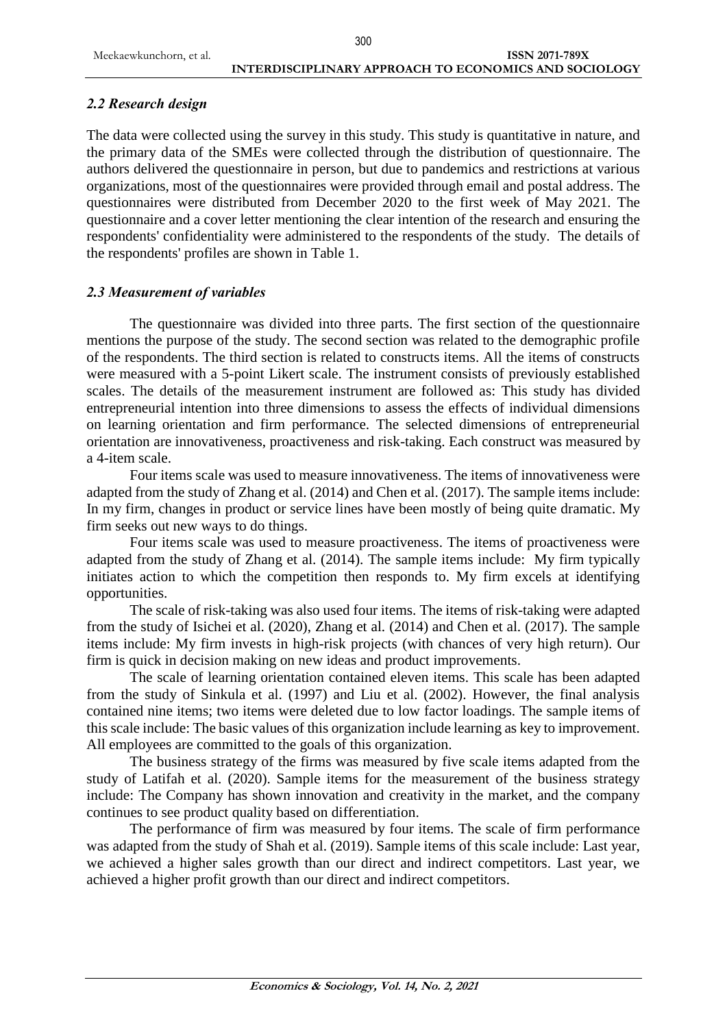### *2.2 Research design*

The data were collected using the survey in this study. This study is quantitative in nature, and the primary data of the SMEs were collected through the distribution of questionnaire. The authors delivered the questionnaire in person, but due to pandemics and restrictions at various organizations, most of the questionnaires were provided through email and postal address. The questionnaires were distributed from December 2020 to the first week of May 2021. The questionnaire and a cover letter mentioning the clear intention of the research and ensuring the respondents' confidentiality were administered to the respondents of the study. The details of the respondents' profiles are shown in Table 1.

### *2.3 Measurement of variables*

The questionnaire was divided into three parts. The first section of the questionnaire mentions the purpose of the study. The second section was related to the demographic profile of the respondents. The third section is related to constructs items. All the items of constructs were measured with a 5-point Likert scale. The instrument consists of previously established scales. The details of the measurement instrument are followed as: This study has divided entrepreneurial intention into three dimensions to assess the effects of individual dimensions on learning orientation and firm performance. The selected dimensions of entrepreneurial orientation are innovativeness, proactiveness and risk-taking. Each construct was measured by a 4-item scale.

Four items scale was used to measure innovativeness. The items of innovativeness were adapted from the study of Zhang et al. (2014) and Chen et al. (2017). The sample items include: In my firm, changes in product or service lines have been mostly of being quite dramatic. My firm seeks out new ways to do things.

Four items scale was used to measure proactiveness. The items of proactiveness were adapted from the study of Zhang et al. (2014). The sample items include: My firm typically initiates action to which the competition then responds to. My firm excels at identifying opportunities.

The scale of risk-taking was also used four items. The items of risk-taking were adapted from the study of Isichei et al. (2020), Zhang et al. (2014) and Chen et al. (2017). The sample items include: My firm invests in high-risk projects (with chances of very high return). Our firm is quick in decision making on new ideas and product improvements.

The scale of learning orientation contained eleven items. This scale has been adapted from the study of Sinkula et al. (1997) and Liu et al. (2002). However, the final analysis contained nine items; two items were deleted due to low factor loadings. The sample items of this scale include: The basic values of this organization include learning as key to improvement. All employees are committed to the goals of this organization.

The business strategy of the firms was measured by five scale items adapted from the study of Latifah et al. (2020). Sample items for the measurement of the business strategy include: The Company has shown innovation and creativity in the market, and the company continues to see product quality based on differentiation.

The performance of firm was measured by four items. The scale of firm performance was adapted from the study of Shah et al. (2019). Sample items of this scale include: Last year, we achieved a higher sales growth than our direct and indirect competitors. Last year, we achieved a higher profit growth than our direct and indirect competitors.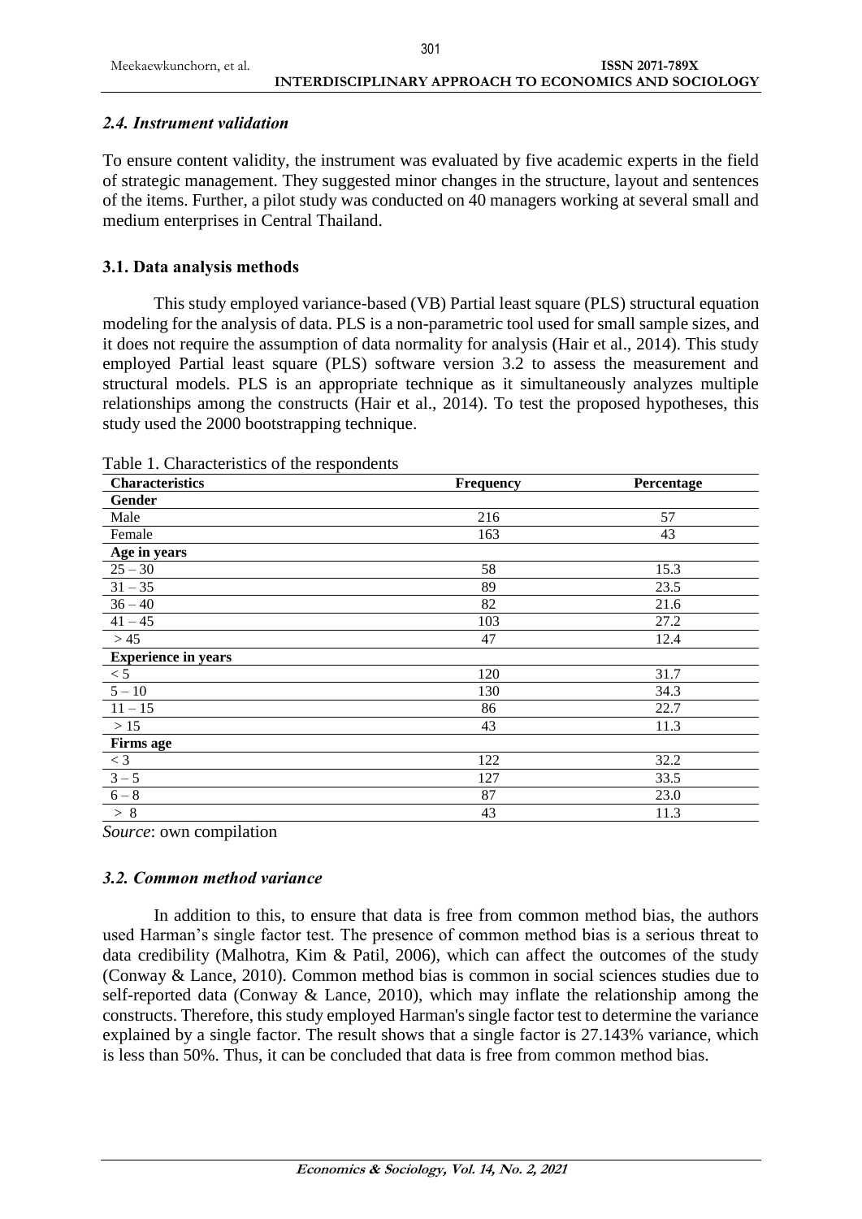### *2.4. Instrument validation*

To ensure content validity, the instrument was evaluated by five academic experts in the field of strategic management. They suggested minor changes in the structure, layout and sentences of the items. Further, a pilot study was conducted on 40 managers working at several small and medium enterprises in Central Thailand.

### 3.1. Data analysis methods

This study employed variance-based (VB) Partial least square (PLS) structural equation modeling for the analysis of data. PLS is a non-parametric tool used for small sample sizes, and it does not require the assumption of data normality for analysis (Hair et al., 2014). This study employed Partial least square (PLS) software version 3.2 to assess the measurement and structural models. PLS is an appropriate technique as it simultaneously analyzes multiple relationships among the constructs (Hair et al., 2014). To test the proposed hypotheses, this study used the 2000 bootstrapping technique.

Table 1. Characteristics of the respondents

| Characteristics | Frequency | Percentage |
|---|---|---|
| **Gender** | | |
| Male | 216 | 57 |
| Female | 163 | 43 |
| **Age in years** | | |
| 25 – 30 | 58 | 15.3 |
| 31 – 35 | 89 | 23.5 |
| 36 – 40 | 82 | 21.6 |
| 41 – 45 | 103 | 27.2 |
| > 45 | 47 | 12.4 |
| **Experience in years** | | |
| < 5 | 120 | 31.7 |
| 5 – 10 | 130 | 34.3 |
| 11 – 15 | 86 | 22.7 |
| > 15 | 43 | 11.3 |
| **Firms age** | | |
| < 3 | 122 | 32.2 |
| 3 – 5 | 127 | 33.5 |
| 6 – 8 | 87 | 23.0 |
| > 8 | 43 | 11.3 |

*Source*: own compilation

### *3.2. Common method variance*

In addition to this, to ensure that data is free from common method bias, the authors used Harman's single factor test. The presence of common method bias is a serious threat to data credibility (Malhotra, Kim & Patil, 2006), which can affect the outcomes of the study (Conway & Lance, 2010). Common method bias is common in social sciences studies due to self-reported data (Conway & Lance, 2010), which may inflate the relationship among the constructs. Therefore, this study employed Harman's single factor test to determine the variance explained by a single factor. The result shows that a single factor is 27.143% variance, which is less than 50%. Thus, it can be concluded that data is free from common method bias.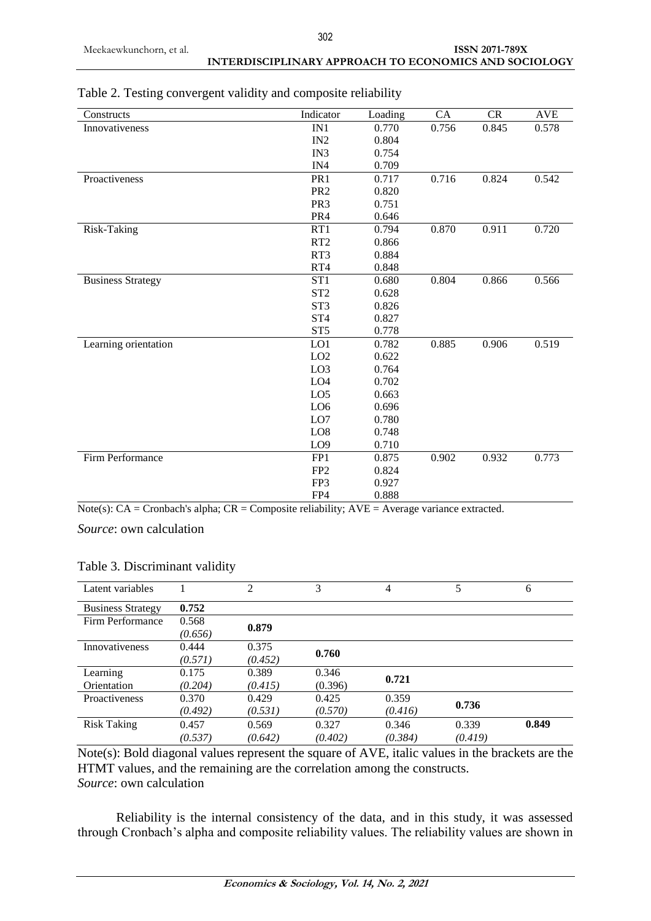Table 2. Testing convergent validity and composite reliability

| Constructs | Indicator | Loading | CA | CR | AVE |
|---|---|---|---|---|---|
| Innovativeness | IN1 | 0.770 | 0.756 | 0.845 | 0.578 |
| | IN2 | 0.804 | | | |
| | IN3 | 0.754 | | | |
| | IN4 | 0.709 | | | |
| Proactiveness | PR1 | 0.717 | 0.716 | 0.824 | 0.542 |
| | PR2 | 0.820 | | | |
| | PR3 | 0.751 | | | |
| | PR4 | 0.646 | | | |
| Risk-Taking | RT1 | 0.794 | 0.870 | 0.911 | 0.720 |
| | RT2 | 0.866 | | | |
| | RT3 | 0.884 | | | |
| | RT4 | 0.848 | | | |
| Business Strategy | ST1 | 0.680 | 0.804 | 0.866 | 0.566 |
| | ST2 | 0.628 | | | |
| | ST3 | 0.826 | | | |
| | ST4 | 0.827 | | | |
| | ST5 | 0.778 | | | |
| Learning orientation | LO1 | 0.782 | 0.885 | 0.906 | 0.519 |
| | LO2 | 0.622 | | | |
| | LO3 | 0.764 | | | |
| | LO4 | 0.702 | | | |
| | LO5 | 0.663 | | | |
| | LO6 | 0.696 | | | |
| | LO7 | 0.780 | | | |
| | LO8 | 0.748 | | | |
| | LO9 | 0.710 | | | |
| Firm Performance | FP1 | 0.875 | 0.902 | 0.932 | 0.773 |
| | FP2 | 0.824 | | | |
| | FP3 | 0.927 | | | |
| | FP4 | 0.888 | | | |

Note(s): CA = Cronbach's alpha; CR = Composite reliability; AVE = Average variance extracted.

*Source*: own calculation

Table 3. Discriminant validity

| Latent variables | 1 | 2 | 3 | 4 | 5 | 6 |
|---|---|---|---|---|---|---|
| Business Strategy | **0.752** | | | | | |
| Firm Performance | 0.568 *(0.656)* | **0.879** | | | | |
| Innovativeness | 0.444 *(0.571)* | 0.375 *(0.452)* | **0.760** | | | |
| Learning Orientation | 0.175 *(0.204)* | 0.389 *(0.415)* | 0.346 (0.396) | **0.721** | | |
| Proactiveness | 0.370 *(0.492)* | 0.429 *(0.531)* | 0.425 *(0.570)* | 0.359 *(0.416)* | **0.736** | |
| Risk Taking | 0.457 *(0.537)* | 0.569 *(0.642)* | 0.327 *(0.402)* | 0.346 *(0.384)* | 0.339 *(0.419)* | **0.849** |

Note(s): Bold diagonal values represent the square of AVE, italic values in the brackets are the HTMT values, and the remaining are the correlation among the constructs.
*Source*: own calculation

Reliability is the internal consistency of the data, and in this study, it was assessed through Cronbach's alpha and composite reliability values. The reliability values are shown in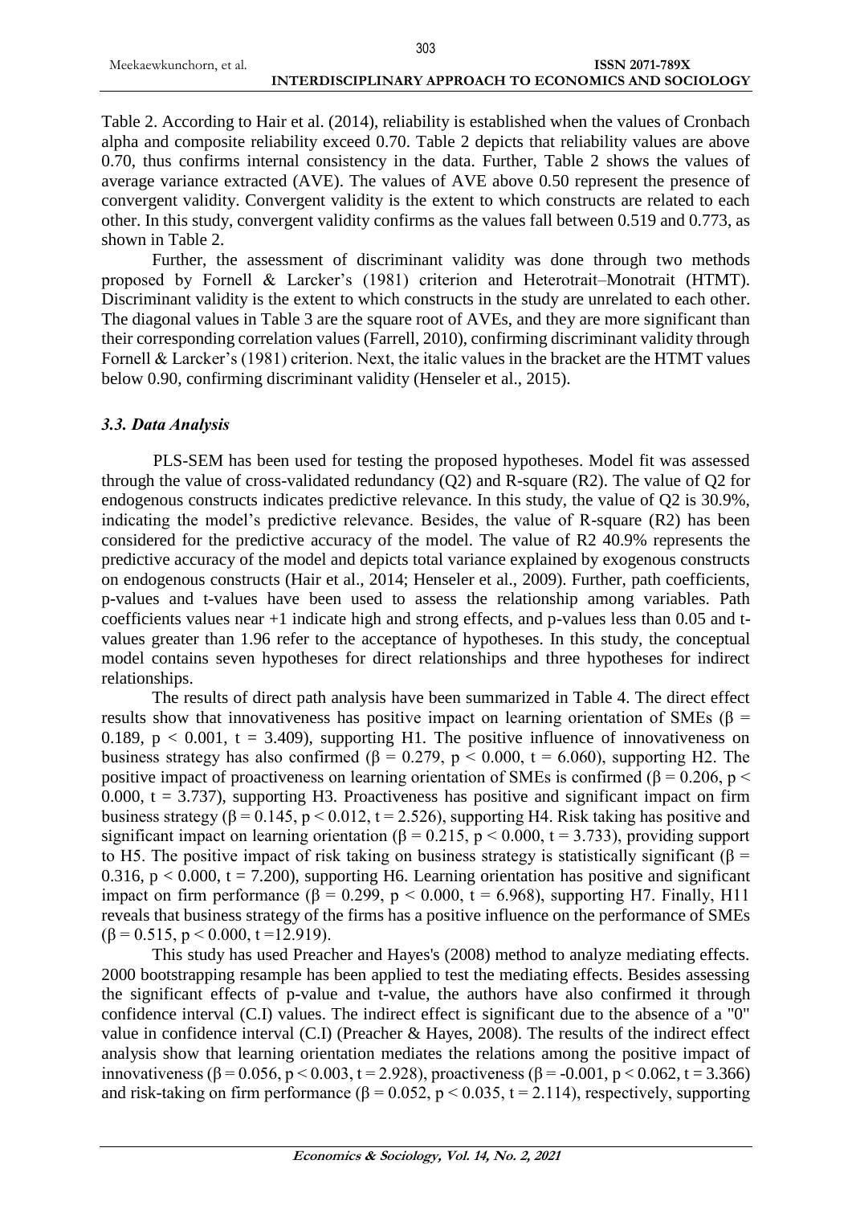Table 2. According to Hair et al. (2014), reliability is established when the values of Cronbach alpha and composite reliability exceed 0.70. Table 2 depicts that reliability values are above 0.70, thus confirms internal consistency in the data. Further, Table 2 shows the values of average variance extracted (AVE). The values of AVE above 0.50 represent the presence of convergent validity. Convergent validity is the extent to which constructs are related to each other. In this study, convergent validity confirms as the values fall between 0.519 and 0.773, as shown in Table 2.

Further, the assessment of discriminant validity was done through two methods proposed by Fornell & Larcker's (1981) criterion and Heterotrait–Monotrait (HTMT). Discriminant validity is the extent to which constructs in the study are unrelated to each other. The diagonal values in Table 3 are the square root of AVEs, and they are more significant than their corresponding correlation values (Farrell, 2010), confirming discriminant validity through Fornell & Larcker's (1981) criterion. Next, the italic values in the bracket are the HTMT values below 0.90, confirming discriminant validity (Henseler et al., 2015).

### *3.3. Data Analysis*

PLS-SEM has been used for testing the proposed hypotheses. Model fit was assessed through the value of cross-validated redundancy (Q2) and R-square (R2). The value of Q2 for endogenous constructs indicates predictive relevance. In this study, the value of Q2 is 30.9%, indicating the model's predictive relevance. Besides, the value of R-square (R2) has been considered for the predictive accuracy of the model. The value of R2 40.9% represents the predictive accuracy of the model and depicts total variance explained by exogenous constructs on endogenous constructs (Hair et al., 2014; Henseler et al., 2009). Further, path coefficients, p-values and t-values have been used to assess the relationship among variables. Path coefficients values near +1 indicate high and strong effects, and p-values less than 0.05 and t-values greater than 1.96 refer to the acceptance of hypotheses. In this study, the conceptual model contains seven hypotheses for direct relationships and three hypotheses for indirect relationships.

The results of direct path analysis have been summarized in Table 4. The direct effect results show that innovativeness has positive impact on learning orientation of SMEs ($\beta = 0.189$, $p < 0.001$, $t = 3.409$), supporting H1. The positive influence of innovativeness on business strategy has also confirmed ($\beta = 0.279$, $p < 0.000$, $t = 6.060$), supporting H2. The positive impact of proactiveness on learning orientation of SMEs is confirmed ($\beta = 0.206$, $p < 0.000$, $t = 3.737$), supporting H3. Proactiveness has positive and significant impact on firm business strategy ($\beta = 0.145$, $p < 0.012$, $t = 2.526$), supporting H4. Risk taking has positive and significant impact on learning orientation ($\beta = 0.215$, $p < 0.000$, $t = 3.733$), providing support to H5. The positive impact of risk taking on business strategy is statistically significant ($\beta = 0.316$, $p < 0.000$, $t = 7.200$), supporting H6. Learning orientation has positive and significant impact on firm performance ($\beta = 0.299$, $p < 0.000$, $t = 6.968$), supporting H7. Finally, H11 reveals that business strategy of the firms has a positive influence on the performance of SMEs ($\beta = 0.515$, $p < 0.000$, $t = 12.919$).

This study has used Preacher and Hayes's (2008) method to analyze mediating effects. 2000 bootstrapping resample has been applied to test the mediating effects. Besides assessing the significant effects of p-value and t-value, the authors have also confirmed it through confidence interval (C.I) values. The indirect effect is significant due to the absence of a "0" value in confidence interval (C.I) (Preacher & Hayes, 2008). The results of the indirect effect analysis show that learning orientation mediates the relations among the positive impact of innovativeness ($\beta = 0.056$, $p < 0.003$, $t = 2.928$), proactiveness ($\beta = -0.001$, $p < 0.062$, $t = 3.366$) and risk-taking on firm performance ($\beta = 0.052$, $p < 0.035$, $t = 2.114$), respectively, supporting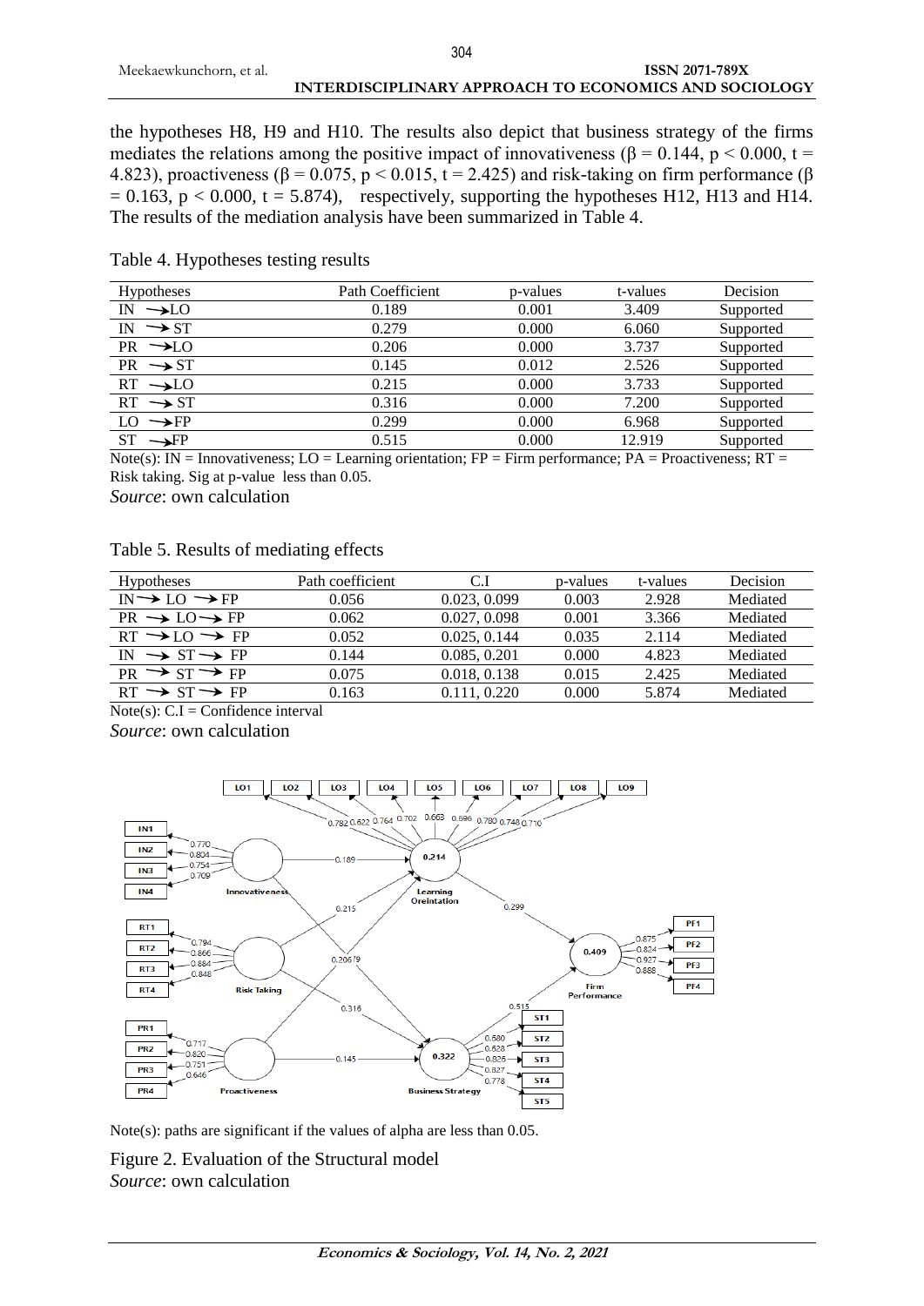the hypotheses H8, H9 and H10. The results also depict that business strategy of the firms mediates the relations among the positive impact of innovativeness ($\beta = 0.144$, $p < 0.000$, $t = 4.823$), proactiveness ($\beta = 0.075$, $p < 0.015$, $t = 2.425$) and risk-taking on firm performance ($\beta = 0.163$, $p < 0.000$, $t = 5.874$), respectively, supporting the hypotheses H12, H13 and H14. The results of the mediation analysis have been summarized in Table 4.

Table 4. Hypotheses testing results

| Hypotheses | Path Coefficient | p-values | t-values | Decision |
|---|---|---|---|---|
| IN → LO | 0.189 | 0.001 | 3.409 | Supported |
| IN → ST | 0.279 | 0.000 | 6.060 | Supported |
| PR → LO | 0.206 | 0.000 | 3.737 | Supported |
| PR → ST | 0.145 | 0.012 | 2.526 | Supported |
| RT → LO | 0.215 | 0.000 | 3.733 | Supported |
| RT → ST | 0.316 | 0.000 | 7.200 | Supported |
| LO → FP | 0.299 | 0.000 | 6.968 | Supported |
| ST → FP | 0.515 | 0.000 | 12.919 | Supported |

Note(s): IN = Innovativeness; LO = Learning orientation; FP = Firm performance; PA = Proactiveness; RT = Risk taking. Sig at p-value less than 0.05.

*Source*: own calculation

Table 5. Results of mediating effects

| Hypotheses | Path coefficient | C.I | p-values | t-values | Decision |
|---|---|---|---|---|---|
| IN → LO → FP | 0.056 | 0.023, 0.099 | 0.003 | 2.928 | Mediated |
| PR → LO → FP | 0.062 | 0.027, 0.098 | 0.001 | 3.366 | Mediated |
| RT → LO → FP | 0.052 | 0.025, 0.144 | 0.035 | 2.114 | Mediated |
| IN → ST → FP | 0.144 | 0.085, 0.201 | 0.000 | 4.823 | Mediated |
| PR → ST → FP | 0.075 | 0.018, 0.138 | 0.015 | 2.425 | Mediated |
| RT → ST → FP | 0.163 | 0.111, 0.220 | 0.000 | 5.874 | Mediated |

Note(s): C.I = Confidence interval

*Source*: own calculation

Note(s): paths are significant if the values of alpha are less than 0.05.

Figure 2. Evaluation of the Structural model

*Source*: own calculation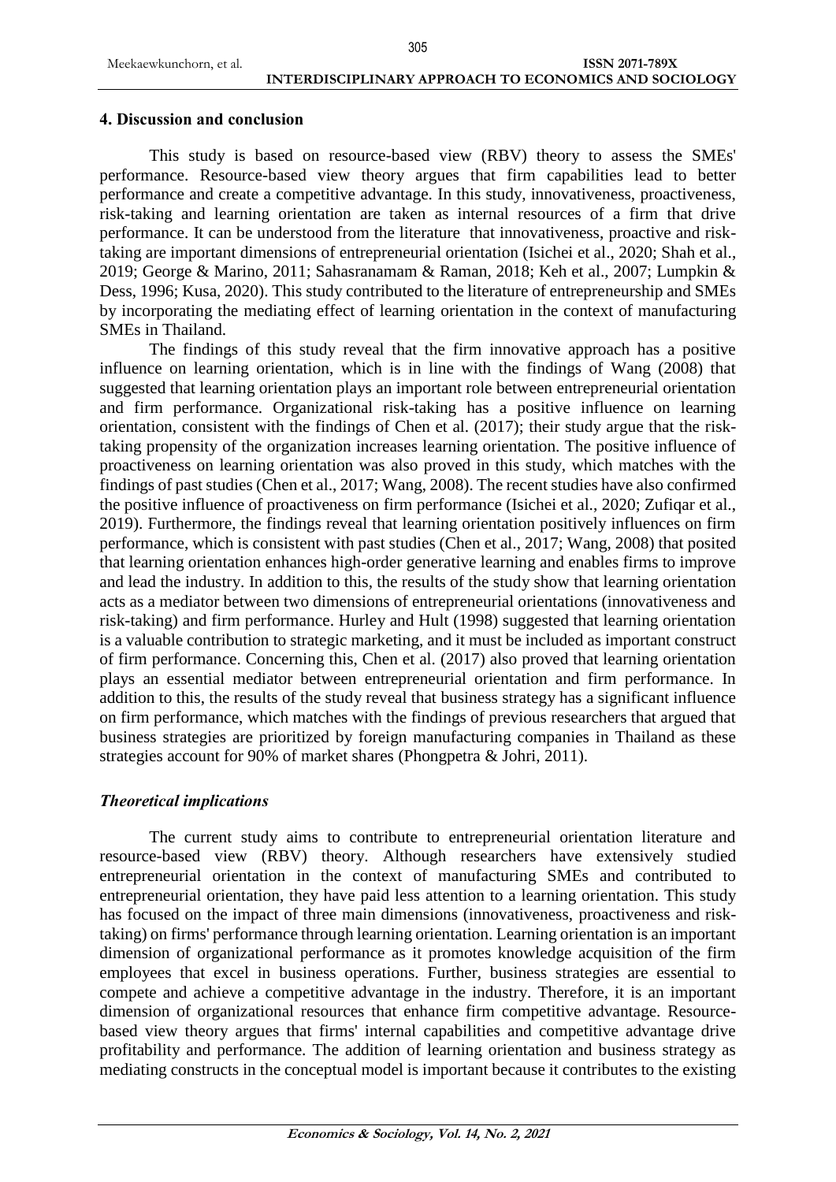## 4. Discussion and conclusion

This study is based on resource-based view (RBV) theory to assess the SMEs' performance. Resource-based view theory argues that firm capabilities lead to better performance and create a competitive advantage. In this study, innovativeness, proactiveness, risk-taking and learning orientation are taken as internal resources of a firm that drive performance. It can be understood from the literature that innovativeness, proactive and risk-taking are important dimensions of entrepreneurial orientation (Isichei et al., 2020; Shah et al., 2019; George & Marino, 2011; Sahasranamam & Raman, 2018; Keh et al., 2007; Lumpkin & Dess, 1996; Kusa, 2020). This study contributed to the literature of entrepreneurship and SMEs by incorporating the mediating effect of learning orientation in the context of manufacturing SMEs in Thailand.

The findings of this study reveal that the firm innovative approach has a positive influence on learning orientation, which is in line with the findings of Wang (2008) that suggested that learning orientation plays an important role between entrepreneurial orientation and firm performance. Organizational risk-taking has a positive influence on learning orientation, consistent with the findings of Chen et al. (2017); their study argue that the risk-taking propensity of the organization increases learning orientation. The positive influence of proactiveness on learning orientation was also proved in this study, which matches with the findings of past studies (Chen et al., 2017; Wang, 2008). The recent studies have also confirmed the positive influence of proactiveness on firm performance (Isichei et al., 2020; Zufiqar et al., 2019). Furthermore, the findings reveal that learning orientation positively influences on firm performance, which is consistent with past studies (Chen et al., 2017; Wang, 2008) that posited that learning orientation enhances high-order generative learning and enables firms to improve and lead the industry. In addition to this, the results of the study show that learning orientation acts as a mediator between two dimensions of entrepreneurial orientations (innovativeness and risk-taking) and firm performance. Hurley and Hult (1998) suggested that learning orientation is a valuable contribution to strategic marketing, and it must be included as important construct of firm performance. Concerning this, Chen et al. (2017) also proved that learning orientation plays an essential mediator between entrepreneurial orientation and firm performance. In addition to this, the results of the study reveal that business strategy has a significant influence on firm performance, which matches with the findings of previous researchers that argued that business strategies are prioritized by foreign manufacturing companies in Thailand as these strategies account for 90% of market shares (Phongpetra & Johri, 2011).

### *Theoretical implications*

The current study aims to contribute to entrepreneurial orientation literature and resource-based view (RBV) theory. Although researchers have extensively studied entrepreneurial orientation in the context of manufacturing SMEs and contributed to entrepreneurial orientation, they have paid less attention to a learning orientation. This study has focused on the impact of three main dimensions (innovativeness, proactiveness and risk-taking) on firms' performance through learning orientation. Learning orientation is an important dimension of organizational performance as it promotes knowledge acquisition of the firm employees that excel in business operations. Further, business strategies are essential to compete and achieve a competitive advantage in the industry. Therefore, it is an important dimension of organizational resources that enhance firm competitive advantage. Resource-based view theory argues that firms' internal capabilities and competitive advantage drive profitability and performance. The addition of learning orientation and business strategy as mediating constructs in the conceptual model is important because it contributes to the existing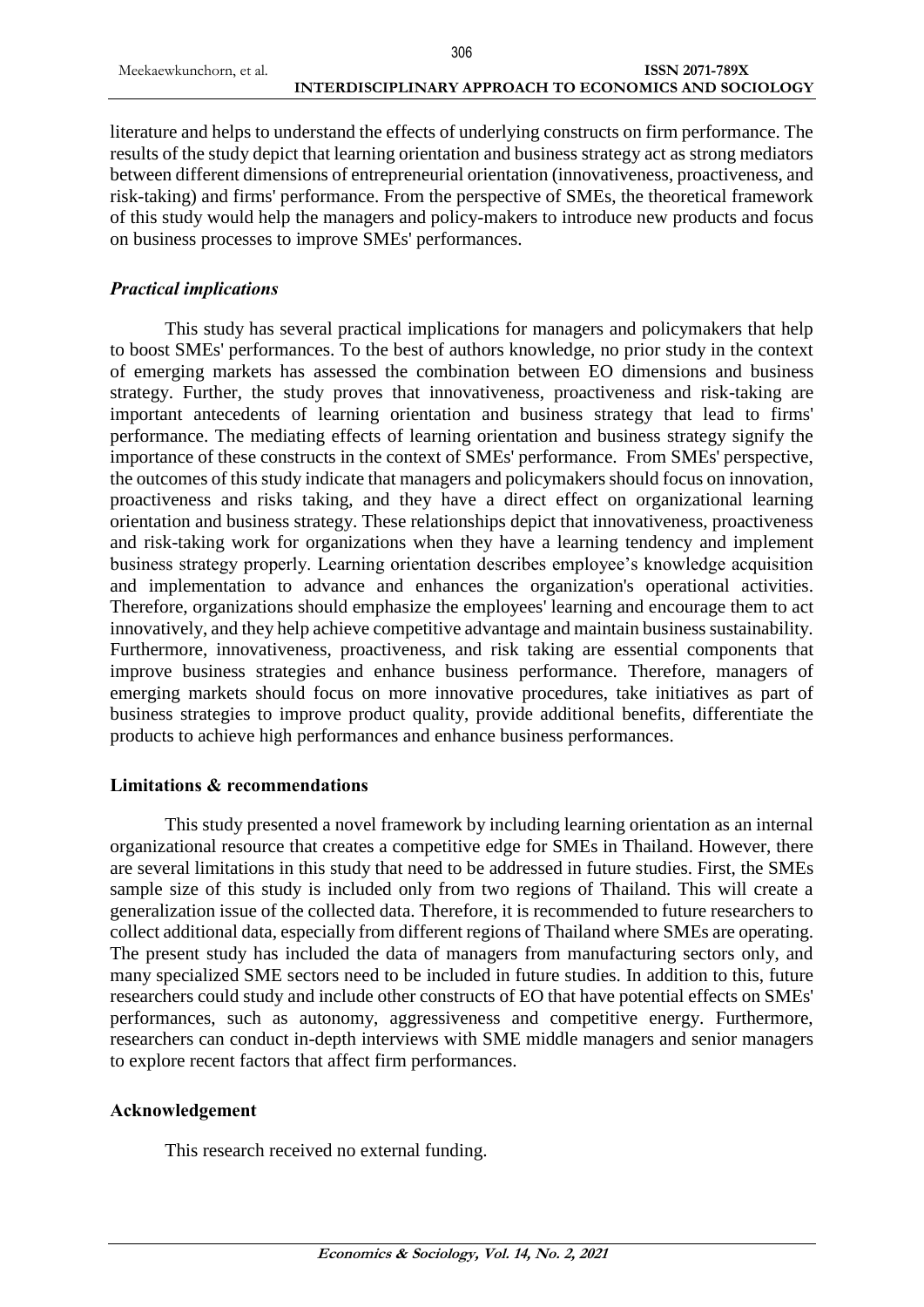literature and helps to understand the effects of underlying constructs on firm performance. The results of the study depict that learning orientation and business strategy act as strong mediators between different dimensions of entrepreneurial orientation (innovativeness, proactiveness, and risk-taking) and firms' performance. From the perspective of SMEs, the theoretical framework of this study would help the managers and policy-makers to introduce new products and focus on business processes to improve SMEs' performances.

### *Practical implications*

This study has several practical implications for managers and policymakers that help to boost SMEs' performances. To the best of authors knowledge, no prior study in the context of emerging markets has assessed the combination between EO dimensions and business strategy. Further, the study proves that innovativeness, proactiveness and risk-taking are important antecedents of learning orientation and business strategy that lead to firms' performance. The mediating effects of learning orientation and business strategy signify the importance of these constructs in the context of SMEs' performance. From SMEs' perspective, the outcomes of this study indicate that managers and policymakers should focus on innovation, proactiveness and risks taking, and they have a direct effect on organizational learning orientation and business strategy. These relationships depict that innovativeness, proactiveness and risk-taking work for organizations when they have a learning tendency and implement business strategy properly. Learning orientation describes employee's knowledge acquisition and implementation to advance and enhances the organization's operational activities. Therefore, organizations should emphasize the employees' learning and encourage them to act innovatively, and they help achieve competitive advantage and maintain business sustainability. Furthermore, innovativeness, proactiveness, and risk taking are essential components that improve business strategies and enhance business performance. Therefore, managers of emerging markets should focus on more innovative procedures, take initiatives as part of business strategies to improve product quality, provide additional benefits, differentiate the products to achieve high performances and enhance business performances.

## **Limitations & recommendations**

This study presented a novel framework by including learning orientation as an internal organizational resource that creates a competitive edge for SMEs in Thailand. However, there are several limitations in this study that need to be addressed in future studies. First, the SMEs sample size of this study is included only from two regions of Thailand. This will create a generalization issue of the collected data. Therefore, it is recommended to future researchers to collect additional data, especially from different regions of Thailand where SMEs are operating. The present study has included the data of managers from manufacturing sectors only, and many specialized SME sectors need to be included in future studies. In addition to this, future researchers could study and include other constructs of EO that have potential effects on SMEs' performances, such as autonomy, aggressiveness and competitive energy. Furthermore, researchers can conduct in-depth interviews with SME middle managers and senior managers to explore recent factors that affect firm performances.

## **Acknowledgement**

This research received no external funding.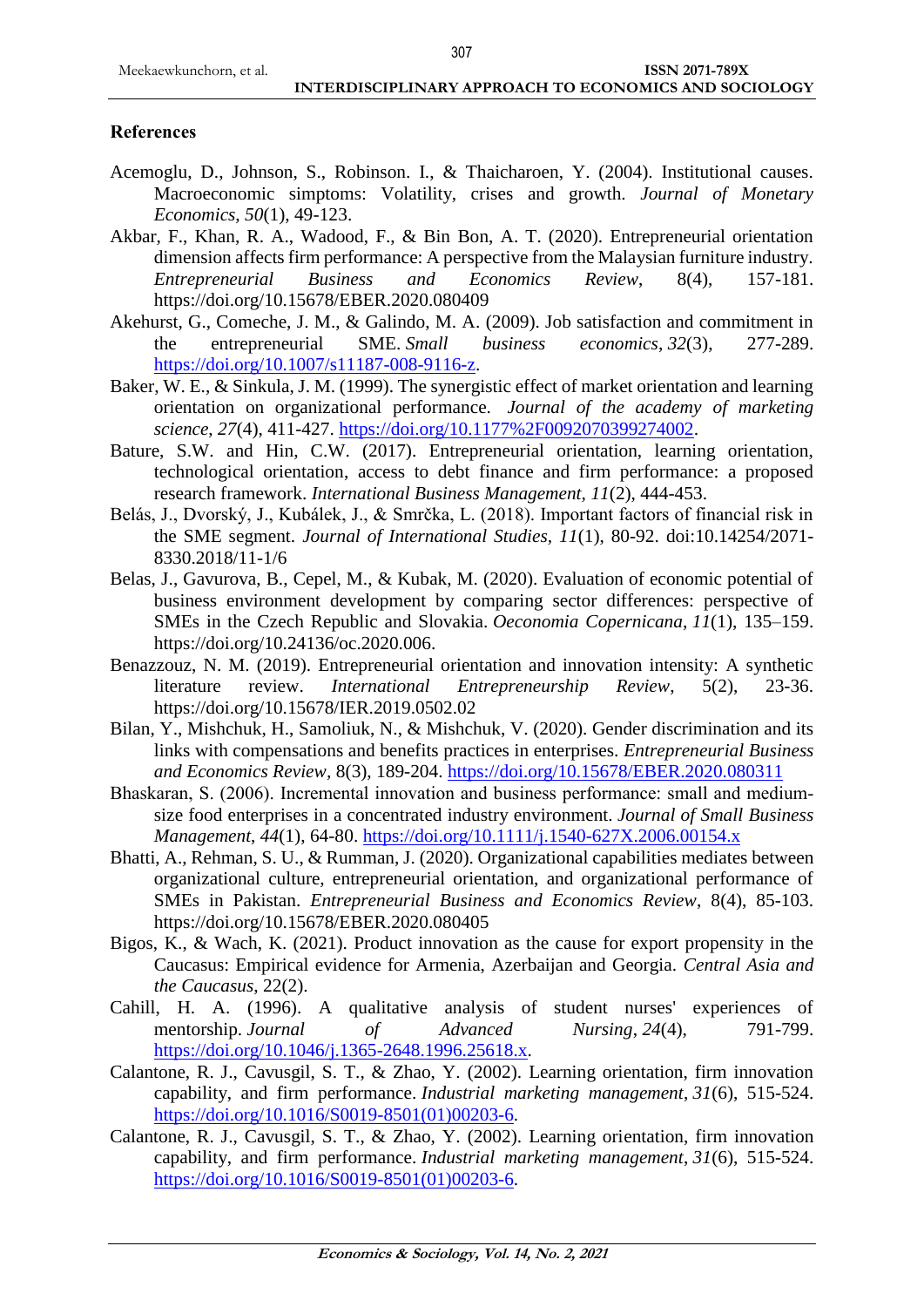## References

Acemoglu, D., Johnson, S., Robinson. I., & Thaicharoen, Y. (2004). Institutional causes. Macroeconomic simptoms: Volatility, crises and growth. *Journal of Monetary Economics*, *50*(1), 49-123.

Akbar, F., Khan, R. A., Wadood, F., & Bin Bon, A. T. (2020). Entrepreneurial orientation dimension affects firm performance: A perspective from the Malaysian furniture industry. *Entrepreneurial Business and Economics Review*, 8(4), 157-181. https://doi.org/10.15678/EBER.2020.080409

Akehurst, G., Comeche, J. M., & Galindo, M. A. (2009). Job satisfaction and commitment in the entrepreneurial SME. *Small business economics*, *32*(3), 277-289. https://doi.org/10.1007/s11187-008-9116-z.

Baker, W. E., & Sinkula, J. M. (1999). The synergistic effect of market orientation and learning orientation on organizational performance. *Journal of the academy of marketing science*, *27*(4), 411-427. https://doi.org/10.1177%2F0092070399274002.

Bature, S.W. and Hin, C.W. (2017). Entrepreneurial orientation, learning orientation, technological orientation, access to debt finance and firm performance: a proposed research framework. *International Business Management*, *11*(2), 444-453.

Belás, J., Dvorský, J., Kubálek, J., & Smrčka, L. (2018). Important factors of financial risk in the SME segment. *Journal of International Studies*, *11*(1), 80-92. doi:10.14254/2071-8330.2018/11-1/6

Belas, J., Gavurova, B., Cepel, M., & Kubak, M. (2020). Evaluation of economic potential of business environment development by comparing sector differences: perspective of SMEs in the Czech Republic and Slovakia. *Oeconomia Copernicana*, *11*(1), 135–159. https://doi.org/10.24136/oc.2020.006.

Benazzouz, N. M. (2019). Entrepreneurial orientation and innovation intensity: A synthetic literature review. *International Entrepreneurship Review*, 5(2), 23-36. https://doi.org/10.15678/IER.2019.0502.02

Bilan, Y., Mishchuk, H., Samoliuk, N., & Mishchuk, V. (2020). Gender discrimination and its links with compensations and benefits practices in enterprises. *Entrepreneurial Business and Economics Review*, 8(3), 189-204. https://doi.org/10.15678/EBER.2020.080311

Bhaskaran, S. (2006). Incremental innovation and business performance: small and medium-size food enterprises in a concentrated industry environment. *Journal of Small Business Management*, *44*(1), 64-80. https://doi.org/10.1111/j.1540-627X.2006.00154.x

Bhatti, A., Rehman, S. U., & Rumman, J. (2020). Organizational capabilities mediates between organizational culture, entrepreneurial orientation, and organizational performance of SMEs in Pakistan. *Entrepreneurial Business and Economics Review*, 8(4), 85-103. https://doi.org/10.15678/EBER.2020.080405

Bigos, K., & Wach, K. (2021). Product innovation as the cause for export propensity in the Caucasus: Empirical evidence for Armenia, Azerbaijan and Georgia. *Central Asia and the Caucasus*, 22(2).

Cahill, H. A. (1996). A qualitative analysis of student nurses' experiences of mentorship. *Journal of Advanced Nursing*, *24*(4), 791-799. https://doi.org/10.1046/j.1365-2648.1996.25618.x.

Calantone, R. J., Cavusgil, S. T., & Zhao, Y. (2002). Learning orientation, firm innovation capability, and firm performance. *Industrial marketing management*, *31*(6), 515-524. https://doi.org/10.1016/S0019-8501(01)00203-6.

Calantone, R. J., Cavusgil, S. T., & Zhao, Y. (2002). Learning orientation, firm innovation capability, and firm performance. *Industrial marketing management*, *31*(6), 515-524. https://doi.org/10.1016/S0019-8501(01)00203-6.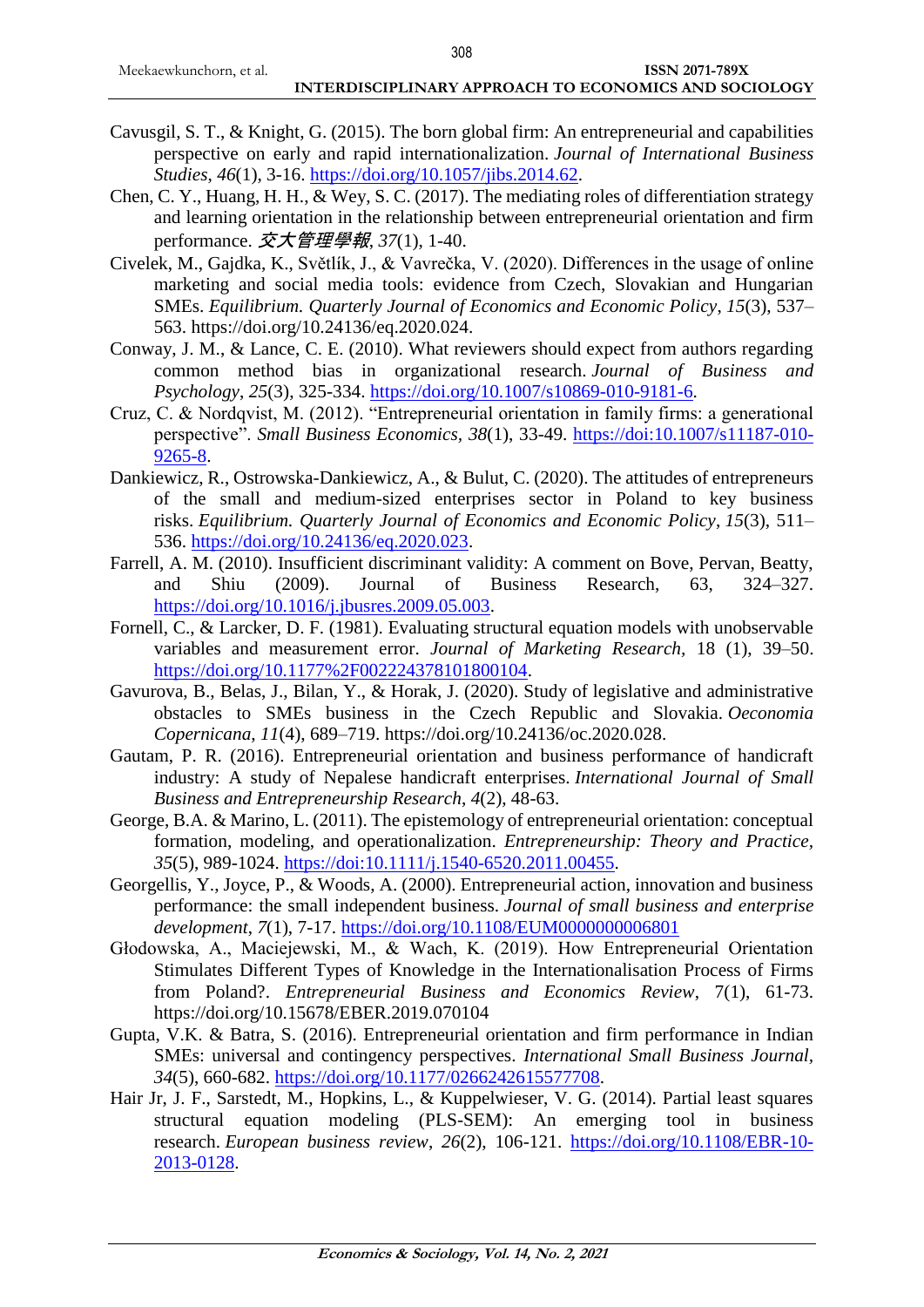Cavusgil, S. T., & Knight, G. (2015). The born global firm: An entrepreneurial and capabilities perspective on early and rapid internationalization. *Journal of International Business Studies*, *46*(1), 3-16. https://doi.org/10.1057/jibs.2014.62.

Chen, C. Y., Huang, H. H., & Wey, S. C. (2017). The mediating roles of differentiation strategy and learning orientation in the relationship between entrepreneurial orientation and firm performance. *交大管理學報*, *37*(1), 1-40.

Civelek, M., Gajdka, K., Světlík, J., & Vavrečka, V. (2020). Differences in the usage of online marketing and social media tools: evidence from Czech, Slovakian and Hungarian SMEs. *Equilibrium. Quarterly Journal of Economics and Economic Policy*, *15*(3), 537–563. https://doi.org/10.24136/eq.2020.024.

Conway, J. M., & Lance, C. E. (2010). What reviewers should expect from authors regarding common method bias in organizational research. *Journal of Business and Psychology*, *25*(3), 325-334. https://doi.org/10.1007/s10869-010-9181-6.

Cruz, C. & Nordqvist, M. (2012). "Entrepreneurial orientation in family firms: a generational perspective". *Small Business Economics*, *38*(1), 33-49. https://doi:10.1007/s11187-010-9265-8.

Dankiewicz, R., Ostrowska-Dankiewicz, A., & Bulut, C. (2020). The attitudes of entrepreneurs of the small and medium-sized enterprises sector in Poland to key business risks. *Equilibrium. Quarterly Journal of Economics and Economic Policy*, *15*(3), 511–536. https://doi.org/10.24136/eq.2020.023.

Farrell, A. M. (2010). Insufficient discriminant validity: A comment on Bove, Pervan, Beatty, and Shiu (2009). Journal of Business Research, 63, 324–327. https://doi.org/10.1016/j.jbusres.2009.05.003.

Fornell, C., & Larcker, D. F. (1981). Evaluating structural equation models with unobservable variables and measurement error. *Journal of Marketing Research,* 18 (1), 39–50. https://doi.org/10.1177%2F002224378101800104.

Gavurova, B., Belas, J., Bilan, Y., & Horak, J. (2020). Study of legislative and administrative obstacles to SMEs business in the Czech Republic and Slovakia. *Oeconomia Copernicana*, *11*(4), 689–719. https://doi.org/10.24136/oc.2020.028.

Gautam, P. R. (2016). Entrepreneurial orientation and business performance of handicraft industry: A study of Nepalese handicraft enterprises. *International Journal of Small Business and Entrepreneurship Research*, *4*(2), 48-63.

George, B.A. & Marino, L. (2011). The epistemology of entrepreneurial orientation: conceptual formation, modeling, and operationalization. *Entrepreneurship: Theory and Practice*, *35*(5), 989-1024. https://doi:10.1111/j.1540-6520.2011.00455.

Georgellis, Y., Joyce, P., & Woods, A. (2000). Entrepreneurial action, innovation and business performance: the small independent business. *Journal of small business and enterprise development*, *7*(1), 7-17. https://doi.org/10.1108/EUM0000000006801

Głodowska, A., Maciejewski, M., & Wach, K. (2019). How Entrepreneurial Orientation Stimulates Different Types of Knowledge in the Internationalisation Process of Firms from Poland?. *Entrepreneurial Business and Economics Review*, 7(1), 61-73. https://doi.org/10.15678/EBER.2019.070104

Gupta, V.K. & Batra, S. (2016). Entrepreneurial orientation and firm performance in Indian SMEs: universal and contingency perspectives. *International Small Business Journal*, *34*(5), 660-682. https://doi.org/10.1177/0266242615577708.

Hair Jr, J. F., Sarstedt, M., Hopkins, L., & Kuppelwieser, V. G. (2014). Partial least squares structural equation modeling (PLS-SEM): An emerging tool in business research. *European business review*, *26*(2), 106-121. https://doi.org/10.1108/EBR-10-2013-0128.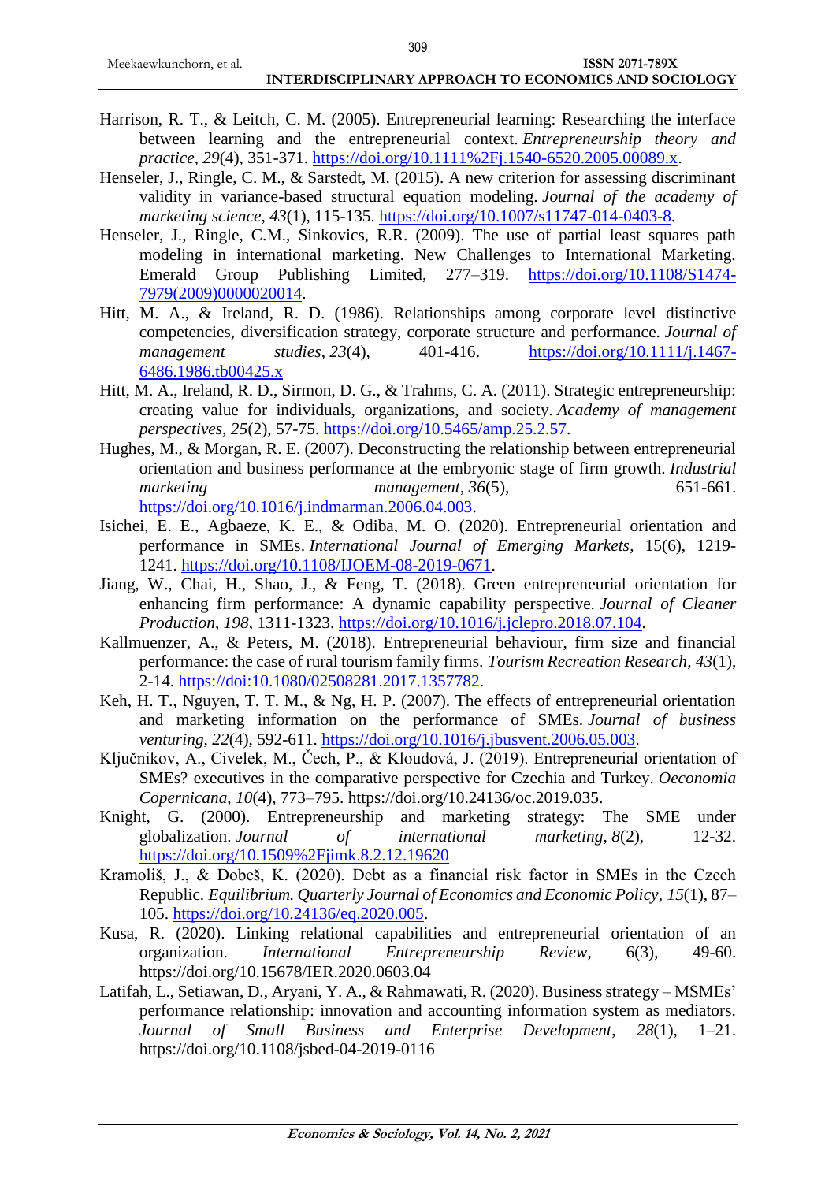Harrison, R. T., & Leitch, C. M. (2005). Entrepreneurial learning: Researching the interface between learning and the entrepreneurial context. *Entrepreneurship theory and practice*, *29*(4), 351-371. https://doi.org/10.1111%2Fj.1540-6520.2005.00089.x.

Henseler, J., Ringle, C. M., & Sarstedt, M. (2015). A new criterion for assessing discriminant validity in variance-based structural equation modeling. *Journal of the academy of marketing science*, *43*(1), 115-135. https://doi.org/10.1007/s11747-014-0403-8.

Henseler, J., Ringle, C.M., Sinkovics, R.R. (2009). The use of partial least squares path modeling in international marketing. New Challenges to International Marketing. Emerald Group Publishing Limited, 277–319. https://doi.org/10.1108/S1474-7979(2009)0000020014.

Hitt, M. A., & Ireland, R. D. (1986). Relationships among corporate level distinctive competencies, diversification strategy, corporate structure and performance. *Journal of management studies*, *23*(4), 401-416. https://doi.org/10.1111/j.1467-6486.1986.tb00425.x

Hitt, M. A., Ireland, R. D., Sirmon, D. G., & Trahms, C. A. (2011). Strategic entrepreneurship: creating value for individuals, organizations, and society. *Academy of management perspectives*, *25*(2), 57-75. https://doi.org/10.5465/amp.25.2.57.

Hughes, M., & Morgan, R. E. (2007). Deconstructing the relationship between entrepreneurial orientation and business performance at the embryonic stage of firm growth. *Industrial marketing management*, *36*(5), 651-661. https://doi.org/10.1016/j.indmarman.2006.04.003.

Isichei, E. E., Agbaeze, K. E., & Odiba, M. O. (2020). Entrepreneurial orientation and performance in SMEs. *International Journal of Emerging Markets*, 15(6), 1219-1241. https://doi.org/10.1108/IJOEM-08-2019-0671.

Jiang, W., Chai, H., Shao, J., & Feng, T. (2018). Green entrepreneurial orientation for enhancing firm performance: A dynamic capability perspective. *Journal of Cleaner Production*, *198*, 1311-1323. https://doi.org/10.1016/j.jclepro.2018.07.104.

Kallmuenzer, A., & Peters, M. (2018). Entrepreneurial behaviour, firm size and financial performance: the case of rural tourism family firms. *Tourism Recreation Research*, *43*(1), 2-14. https://doi:10.1080/02508281.2017.1357782.

Keh, H. T., Nguyen, T. T. M., & Ng, H. P. (2007). The effects of entrepreneurial orientation and marketing information on the performance of SMEs. *Journal of business venturing*, *22*(4), 592-611. https://doi.org/10.1016/j.jbusvent.2006.05.003.

Ključnikov, A., Civelek, M., Čech, P., & Kloudová, J. (2019). Entrepreneurial orientation of SMEs? executives in the comparative perspective for Czechia and Turkey. *Oeconomia Copernicana*, *10*(4), 773–795. https://doi.org/10.24136/oc.2019.035.

Knight, G. (2000). Entrepreneurship and marketing strategy: The SME under globalization. *Journal of international marketing*, *8*(2), 12-32. https://doi.org/10.1509%2Fjimk.8.2.12.19620

Kramoliš, J., & Dobeš, K. (2020). Debt as a financial risk factor in SMEs in the Czech Republic. *Equilibrium. Quarterly Journal of Economics and Economic Policy*, *15*(1), 87–105. https://doi.org/10.24136/eq.2020.005.

Kusa, R. (2020). Linking relational capabilities and entrepreneurial orientation of an organization. *International Entrepreneurship Review*, 6(3), 49-60. https://doi.org/10.15678/IER.2020.0603.04

Latifah, L., Setiawan, D., Aryani, Y. A., & Rahmawati, R. (2020). Business strategy – MSMEs' performance relationship: innovation and accounting information system as mediators. *Journal of Small Business and Enterprise Development*, *28*(1), 1–21. https://doi.org/10.1108/jsbed-04-2019-0116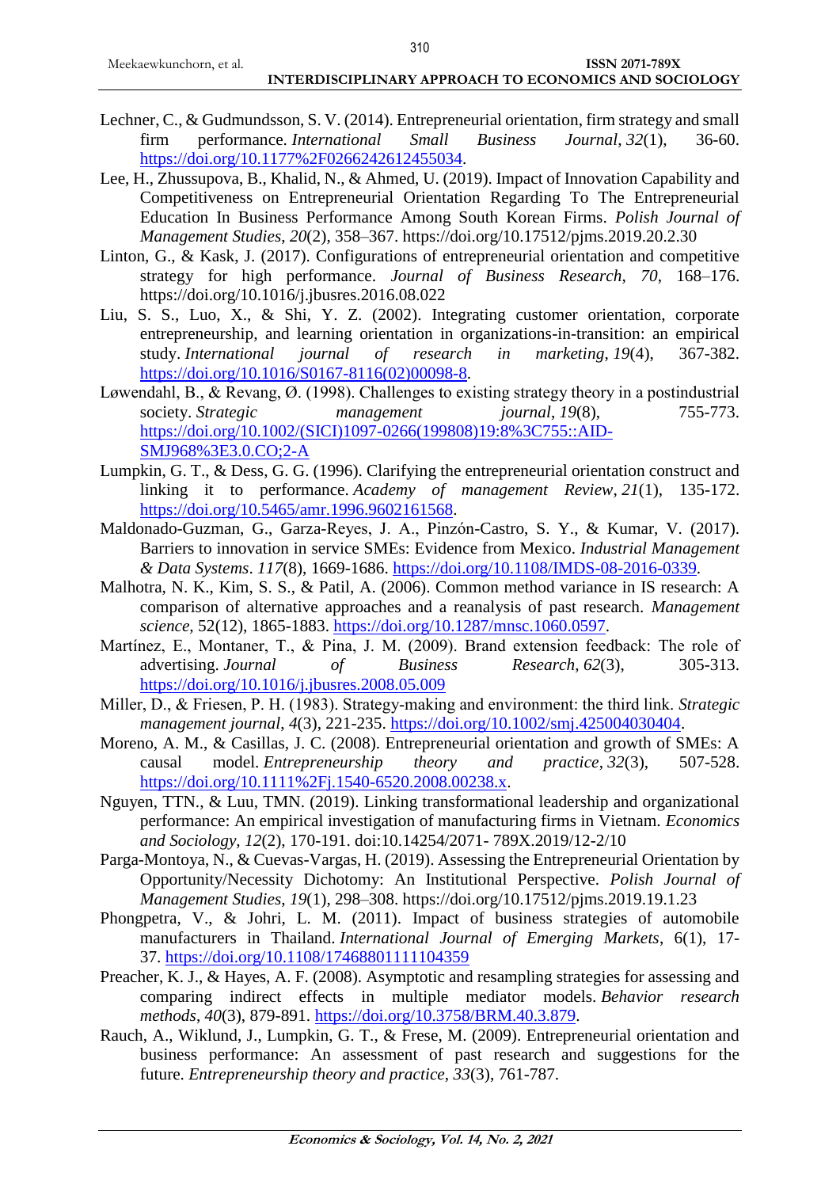Lechner, C., & Gudmundsson, S. V. (2014). Entrepreneurial orientation, firm strategy and small firm performance. *International Small Business Journal*, *32*(1), 36-60. https://doi.org/10.1177%2F0266242612455034.

Lee, H., Zhussupova, B., Khalid, N., & Ahmed, U. (2019). Impact of Innovation Capability and Competitiveness on Entrepreneurial Orientation Regarding To The Entrepreneurial Education In Business Performance Among South Korean Firms. *Polish Journal of Management Studies*, *20*(2), 358–367. https://doi.org/10.17512/pjms.2019.20.2.30

Linton, G., & Kask, J. (2017). Configurations of entrepreneurial orientation and competitive strategy for high performance. *Journal of Business Research*, *70*, 168–176. https://doi.org/10.1016/j.jbusres.2016.08.022

Liu, S. S., Luo, X., & Shi, Y. Z. (2002). Integrating customer orientation, corporate entrepreneurship, and learning orientation in organizations-in-transition: an empirical study. *International journal of research in marketing*, *19*(4), 367-382. https://doi.org/10.1016/S0167-8116(02)00098-8.

Løwendahl, B., & Revang, Ø. (1998). Challenges to existing strategy theory in a postindustrial society. *Strategic management journal*, *19*(8), 755-773. https://doi.org/10.1002/(SICI)1097-0266(199808)19:8%3C755::AID-SMJ968%3E3.0.CO;2-A

Lumpkin, G. T., & Dess, G. G. (1996). Clarifying the entrepreneurial orientation construct and linking it to performance. *Academy of management Review*, *21*(1), 135-172. https://doi.org/10.5465/amr.1996.9602161568.

Maldonado-Guzman, G., Garza-Reyes, J. A., Pinzón-Castro, S. Y., & Kumar, V. (2017). Barriers to innovation in service SMEs: Evidence from Mexico. *Industrial Management & Data Systems*. *117*(8), 1669-1686. https://doi.org/10.1108/IMDS-08-2016-0339.

Malhotra, N. K., Kim, S. S., & Patil, A. (2006). Common method variance in IS research: A comparison of alternative approaches and a reanalysis of past research. *Management science*, 52(12), 1865-1883. https://doi.org/10.1287/mnsc.1060.0597.

Martínez, E., Montaner, T., & Pina, J. M. (2009). Brand extension feedback: The role of advertising. *Journal of Business Research*, *62*(3), 305-313. https://doi.org/10.1016/j.jbusres.2008.05.009

Miller, D., & Friesen, P. H. (1983). Strategy-making and environment: the third link. *Strategic management journal*, *4*(3), 221-235. https://doi.org/10.1002/smj.425004030404.

Moreno, A. M., & Casillas, J. C. (2008). Entrepreneurial orientation and growth of SMEs: A causal model. *Entrepreneurship theory and practice*, *32*(3), 507-528. https://doi.org/10.1111%2Fj.1540-6520.2008.00238.x.

Nguyen, TTN., & Luu, TMN. (2019). Linking transformational leadership and organizational performance: An empirical investigation of manufacturing firms in Vietnam. *Economics and Sociology*, *12*(2), 170-191. doi:10.14254/2071- 789X.2019/12-2/10

Parga-Montoya, N., & Cuevas-Vargas, H. (2019). Assessing the Entrepreneurial Orientation by Opportunity/Necessity Dichotomy: An Institutional Perspective. *Polish Journal of Management Studies*, *19*(1), 298–308. https://doi.org/10.17512/pjms.2019.19.1.23

Phongpetra, V., & Johri, L. M. (2011). Impact of business strategies of automobile manufacturers in Thailand. *International Journal of Emerging Markets*, 6(1), 17-37. https://doi.org/10.1108/17468801111104359

Preacher, K. J., & Hayes, A. F. (2008). Asymptotic and resampling strategies for assessing and comparing indirect effects in multiple mediator models. *Behavior research methods*, *40*(3), 879-891. https://doi.org/10.3758/BRM.40.3.879.

Rauch, A., Wiklund, J., Lumpkin, G. T., & Frese, M. (2009). Entrepreneurial orientation and business performance: An assessment of past research and suggestions for the future. *Entrepreneurship theory and practice*, *33*(3), 761-787.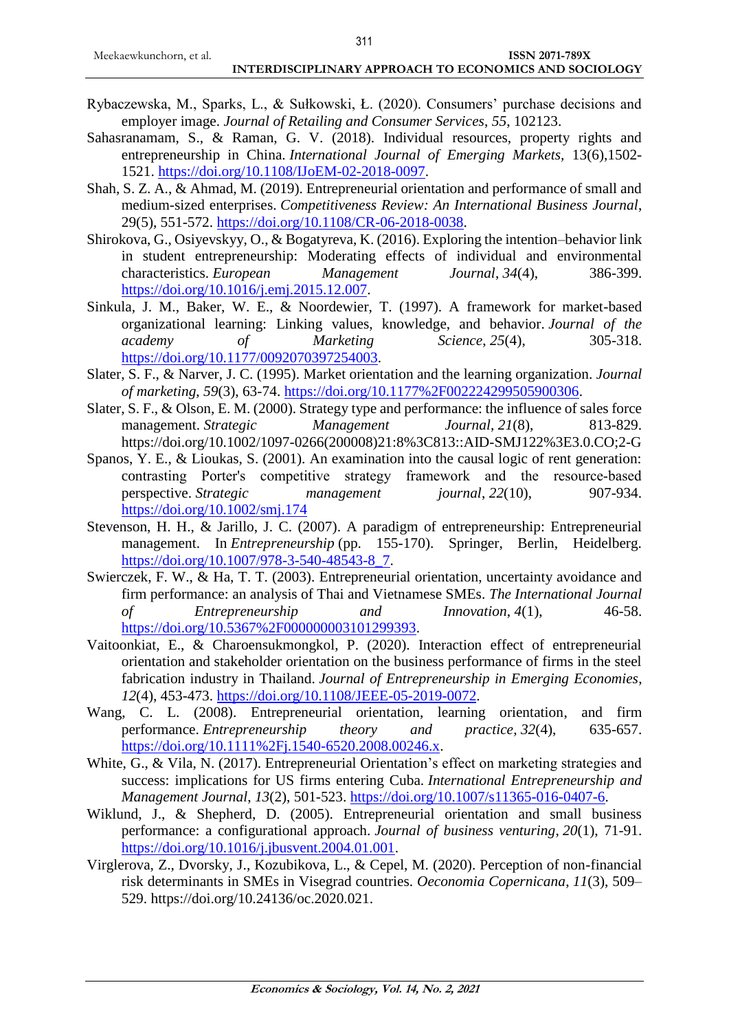Rybaczewska, M., Sparks, L., & Sułkowski, Ł. (2020). Consumers' purchase decisions and employer image. *Journal of Retailing and Consumer Services*, *55*, 102123.

Sahasranamam, S., & Raman, G. V. (2018). Individual resources, property rights and entrepreneurship in China. *International Journal of Emerging Markets*, 13(6),1502-1521. https://doi.org/10.1108/IJoEM-02-2018-0097.

Shah, S. Z. A., & Ahmad, M. (2019). Entrepreneurial orientation and performance of small and medium-sized enterprises. *Competitiveness Review: An International Business Journal*, 29(5), 551-572. https://doi.org/10.1108/CR-06-2018-0038.

Shirokova, G., Osiyevskyy, O., & Bogatyreva, K. (2016). Exploring the intention–behavior link in student entrepreneurship: Moderating effects of individual and environmental characteristics. *European Management Journal*, *34*(4), 386-399. https://doi.org/10.1016/j.emj.2015.12.007.

Sinkula, J. M., Baker, W. E., & Noordewier, T. (1997). A framework for market-based organizational learning: Linking values, knowledge, and behavior. *Journal of the academy of Marketing Science*, *25*(4), 305-318. https://doi.org/10.1177/0092070397254003.

Slater, S. F., & Narver, J. C. (1995). Market orientation and the learning organization. *Journal of marketing*, *59*(3), 63-74. https://doi.org/10.1177%2F002224299505900306.

Slater, S. F., & Olson, E. M. (2000). Strategy type and performance: the influence of sales force management. *Strategic Management Journal*, *21*(8), 813-829. https://doi.org/10.1002/1097-0266(200008)21:8%3C813::AID-SMJ122%3E3.0.CO;2-G

Spanos, Y. E., & Lioukas, S. (2001). An examination into the causal logic of rent generation: contrasting Porter's competitive strategy framework and the resource-based perspective. *Strategic management journal*, *22*(10), 907-934. https://doi.org/10.1002/smj.174

Stevenson, H. H., & Jarillo, J. C. (2007). A paradigm of entrepreneurship: Entrepreneurial management. In *Entrepreneurship* (pp. 155-170). Springer, Berlin, Heidelberg. https://doi.org/10.1007/978-3-540-48543-8_7.

Swierczek, F. W., & Ha, T. T. (2003). Entrepreneurial orientation, uncertainty avoidance and firm performance: an analysis of Thai and Vietnamese SMEs. *The International Journal of Entrepreneurship and Innovation*, *4*(1), 46-58. https://doi.org/10.5367%2F000000003101299393.

Vaitoonkiat, E., & Charoensukmongkol, P. (2020). Interaction effect of entrepreneurial orientation and stakeholder orientation on the business performance of firms in the steel fabrication industry in Thailand. *Journal of Entrepreneurship in Emerging Economies*, *12*(4), 453-473. https://doi.org/10.1108/JEEE-05-2019-0072.

Wang, C. L. (2008). Entrepreneurial orientation, learning orientation, and firm performance. *Entrepreneurship theory and practice*, *32*(4), 635-657. https://doi.org/10.1111%2Fj.1540-6520.2008.00246.x.

White, G., & Vila, N. (2017). Entrepreneurial Orientation's effect on marketing strategies and success: implications for US firms entering Cuba. *International Entrepreneurship and Management Journal*, *13*(2), 501-523. https://doi.org/10.1007/s11365-016-0407-6.

Wiklund, J., & Shepherd, D. (2005). Entrepreneurial orientation and small business performance: a configurational approach. *Journal of business venturing*, *20*(1), 71-91. https://doi.org/10.1016/j.jbusvent.2004.01.001.

Virglerova, Z., Dvorsky, J., Kozubikova, L., & Cepel, M. (2020). Perception of non-financial risk determinants in SMEs in Visegrad countries. *Oeconomia Copernicana*, *11*(3), 509–529. https://doi.org/10.24136/oc.2020.021.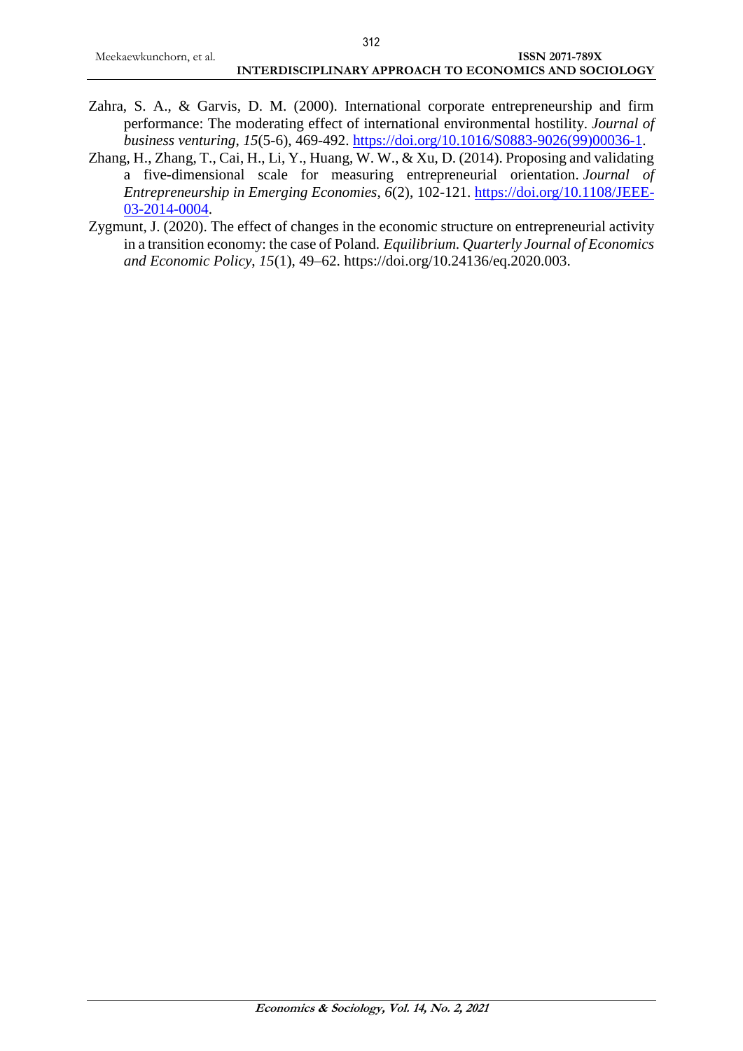Zahra, S. A., & Garvis, D. M. (2000). International corporate entrepreneurship and firm performance: The moderating effect of international environmental hostility. *Journal of business venturing*, *15*(5-6), 469-492. https://doi.org/10.1016/S0883-9026(99)00036-1.

Zhang, H., Zhang, T., Cai, H., Li, Y., Huang, W. W., & Xu, D. (2014). Proposing and validating a five-dimensional scale for measuring entrepreneurial orientation. *Journal of Entrepreneurship in Emerging Economies*, *6*(2), 102-121. https://doi.org/10.1108/JEEE-03-2014-0004.

Zygmunt, J. (2020). The effect of changes in the economic structure on entrepreneurial activity in a transition economy: the case of Poland. *Equilibrium. Quarterly Journal of Economics and Economic Policy*, *15*(1), 49–62. https://doi.org/10.24136/eq.2020.003.